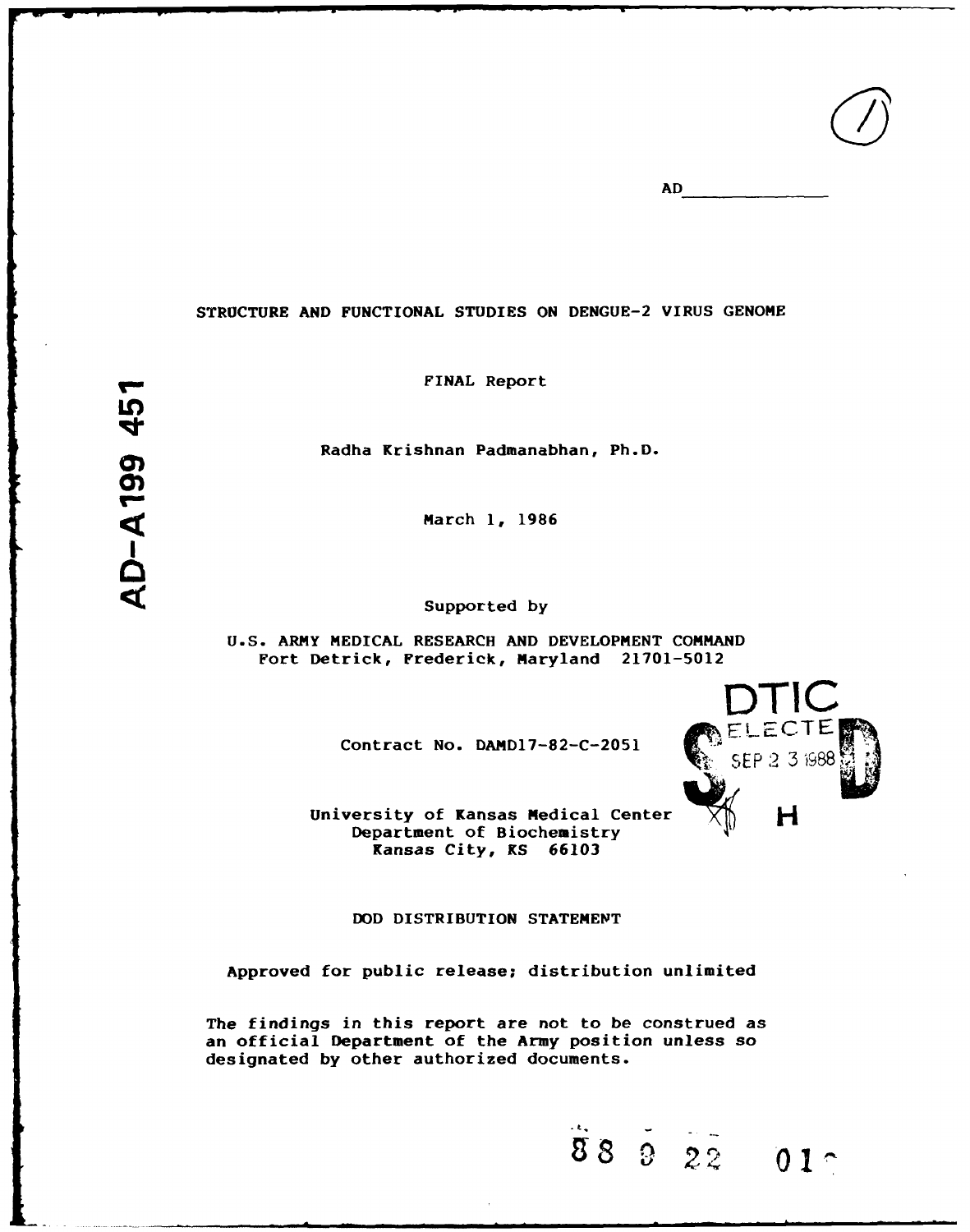AD\_\_\_\_\_\_\_\_\_\_\_\_\_\_

AD-A199 451

# STRUCTURE AND FUNCTIONAL STUDIES ON DENGUE-2 VIRUS GENOME

FINAL Report

Radha Krishnan Padmanabhan, Ph.D.

March 1, 1986

Supported by

U.S. ARMY MEDICAL RESEARCH AND DEVELOPMENT COMMAND
Fort Detrick, Frederick, Maryland 21701-5012

Contract No. DAMD17-82-C-2051

DTIC ELECTE SEP 23 1988

University of Kansas Medical Center
Department of Biochemistry
Kansas City, KS 66103

DOD DISTRIBUTION STATEMENT

Approved for public release; distribution unlimited

The findings in this report are not to be construed as an official Department of the Army position unless so designated by other authorized documents.

88 9 22 01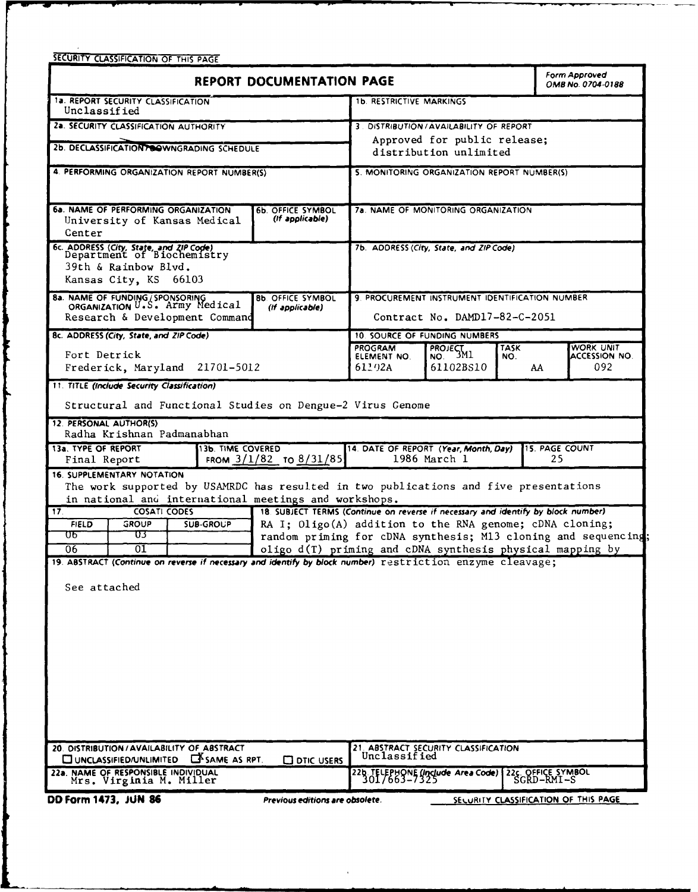SECURITY CLASSIFICATION OF THIS PAGE

# REPORT DOCUMENTATION PAGE

Form Approved
OMB No. 0704-0188

| | |
|---|---|
| 1a. REPORT SECURITY CLASSIFICATION<br>Unclassified | 1b. RESTRICTIVE MARKINGS |
| 2a. SECURITY CLASSIFICATION AUTHORITY | 3. DISTRIBUTION/AVAILABILITY OF REPORT<br>Approved for public release;<br>distribution unlimited |
| 2b. DECLASSIFICATION/DOWNGRADING SCHEDULE | |
| 4. PERFORMING ORGANIZATION REPORT NUMBER(S) | 5. MONITORING ORGANIZATION REPORT NUMBER(S) |
| 6a. NAME OF PERFORMING ORGANIZATION<br>University of Kansas Medical Center<br>6b. OFFICE SYMBOL (If applicable) | 7a. NAME OF MONITORING ORGANIZATION |
| 6c. ADDRESS (City, State, and ZIP Code)<br>Department of Biochemistry<br>39th & Rainbow Blvd.<br>Kansas City, KS 66103 | 7b. ADDRESS (City, State, and ZIP Code) |
| 8a. NAME OF FUNDING/SPONSORING ORGANIZATION U.S. Army Medical Research & Development Command<br>8b. OFFICE SYMBOL (If applicable) | 9. PROCUREMENT INSTRUMENT IDENTIFICATION NUMBER<br>Contract No. DAMD17-82-C-2051 |
| 8c. ADDRESS (City, State, and ZIP Code)<br>Fort Detrick<br>Frederick, Maryland 21701-5012 | 10. SOURCE OF FUNDING NUMBERS |

| PROGRAM ELEMENT NO. | PROJECT NO. 3M1 | TASK NO. | WORK UNIT ACCESSION NO. |
|---|---|---|---|
| 61102A | 61102BS10 | AA | 092 |

11. TITLE (Include Security Classification)

Structural and Functional Studies on Dengue-2 Virus Genome

12. PERSONAL AUTHOR(S)
Radha Krishnan Padmanabhan

| 13a. TYPE OF REPORT | 13b. TIME COVERED | 14. DATE OF REPORT (Year, Month, Day) | 15. PAGE COUNT |
|---|---|---|---|
| Final Report | FROM 3/1/82 TO 8/31/85 | 1986 March 1 | 25 |

16. SUPPLEMENTARY NOTATION
The work supported by USAMRDC has resulted in two publications and five presentations in national and international meetings and workshops.

| 17. COSATI CODES | | |
|---|---|---|
| FIELD | GROUP | SUB-GROUP |
| 06 | 03 | |
| 06 | 01 | |

18. SUBJECT TERMS (Continue on reverse if necessary and identify by block number)
RA I; Oligo(A) addition to the RNA genome; cDNA cloning; random priming for cDNA synthesis; M13 cloning and sequencing; oligo d(T) priming and cDNA synthesis physical mapping by restriction enzyme cleavage;

19. ABSTRACT (Continue on reverse if necessary and identify by block number)

See attached

| | |
|---|---|
| 20. DISTRIBUTION/AVAILABILITY OF ABSTRACT<br>☐ UNCLASSIFIED/UNLIMITED ☒ SAME AS RPT. ☐ DTIC USERS | 21. ABSTRACT SECURITY CLASSIFICATION<br>Unclassified |
| 22a. NAME OF RESPONSIBLE INDIVIDUAL<br>Mrs. Virginia M. Miller | 22b. TELEPHONE (Include Area Code) 301/663-7325 — 22c. OFFICE SYMBOL SGRD-RMI-S |

DD Form 1473, JUN 86 — Previous editions are obsolete. — SECURITY CLASSIFICATION OF THIS PAGE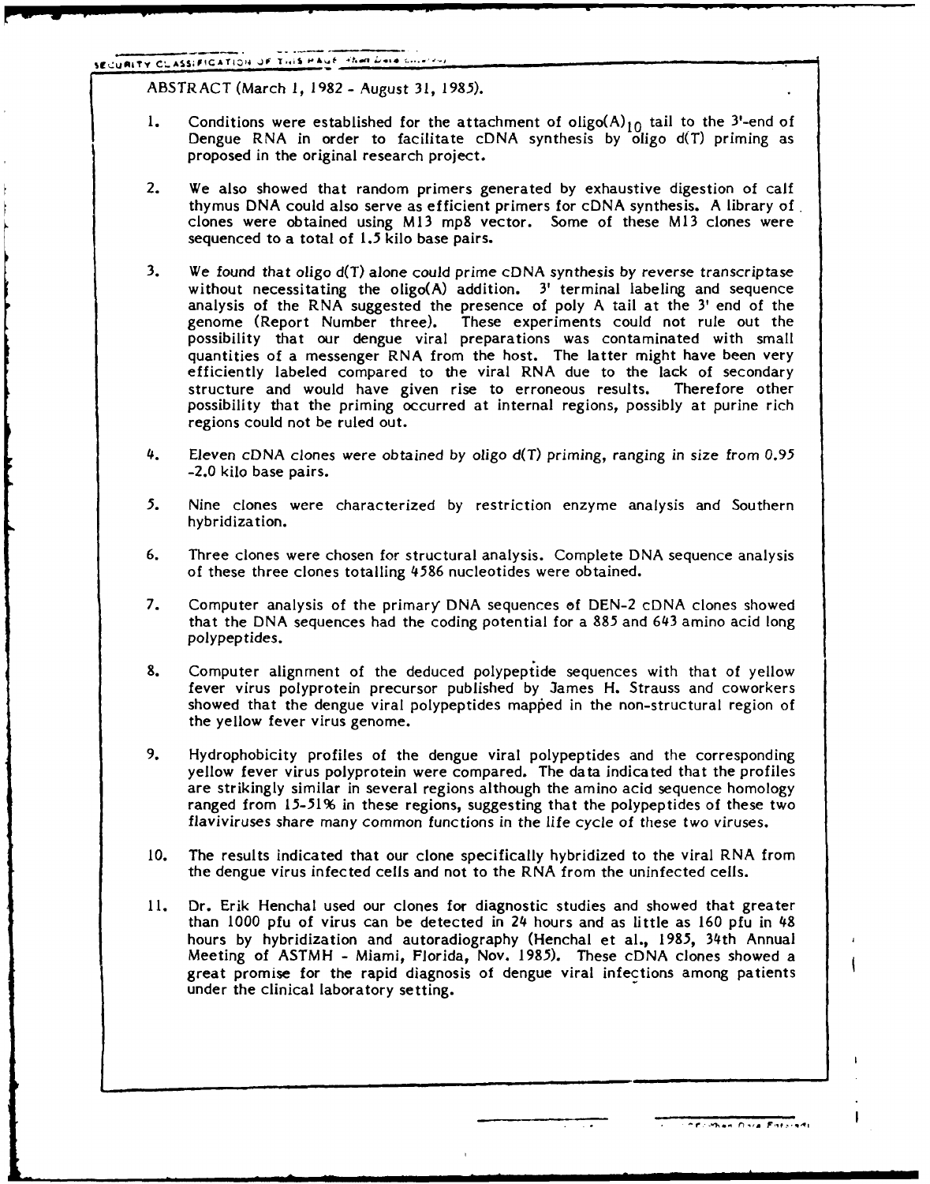ABSTRACT (March 1, 1982 - August 31, 1985).

1. Conditions were established for the attachment of oligo$(A)_{10}$ tail to the 3'-end of Dengue RNA in order to facilitate cDNA synthesis by oligo d(T) priming as proposed in the original research project.

2. We also showed that random primers generated by exhaustive digestion of calf thymus DNA could also serve as efficient primers for cDNA synthesis. A library of clones were obtained using M13 mp8 vector. Some of these M13 clones were sequenced to a total of 1.5 kilo base pairs.

3. We found that oligo d(T) alone could prime cDNA synthesis by reverse transcriptase without necessitating the oligo(A) addition. 3' terminal labeling and sequence analysis of the RNA suggested the presence of poly A tail at the 3' end of the genome (Report Number three). These experiments could not rule out the possibility that our dengue viral preparations was contaminated with small quantities of a messenger RNA from the host. The latter might have been very efficiently labeled compared to the viral RNA due to the lack of secondary structure and would have given rise to erroneous results. Therefore other possibility that the priming occurred at internal regions, possibly at purine rich regions could not be ruled out.

4. Eleven cDNA clones were obtained by oligo d(T) priming, ranging in size from 0.95 -2.0 kilo base pairs.

5. Nine clones were characterized by restriction enzyme analysis and Southern hybridization.

6. Three clones were chosen for structural analysis. Complete DNA sequence analysis of these three clones totalling 4586 nucleotides were obtained.

7. Computer analysis of the primary DNA sequences of DEN-2 cDNA clones showed that the DNA sequences had the coding potential for a 885 and 643 amino acid long polypeptides.

8. Computer alignment of the deduced polypeptide sequences with that of yellow fever virus polyprotein precursor published by James H. Strauss and coworkers showed that the dengue viral polypeptides mapped in the non-structural region of the yellow fever virus genome.

9. Hydrophobicity profiles of the dengue viral polypeptides and the corresponding yellow fever virus polyprotein were compared. The data indicated that the profiles are strikingly similar in several regions although the amino acid sequence homology ranged from 15-51% in these regions, suggesting that the polypeptides of these two flaviviruses share many common functions in the life cycle of these two viruses.

10. The results indicated that our clone specifically hybridized to the viral RNA from the dengue virus infected cells and not to the RNA from the uninfected cells.

11. Dr. Erik Henchal used our clones for diagnostic studies and showed that greater than 1000 pfu of virus can be detected in 24 hours and as little as 160 pfu in 48 hours by hybridization and autoradiography (Henchal et al., 1985, 34th Annual Meeting of ASTMH - Miami, Florida, Nov. 1985). These cDNA clones showed a great promise for the rapid diagnosis of dengue viral infections among patients under the clinical laboratory setting.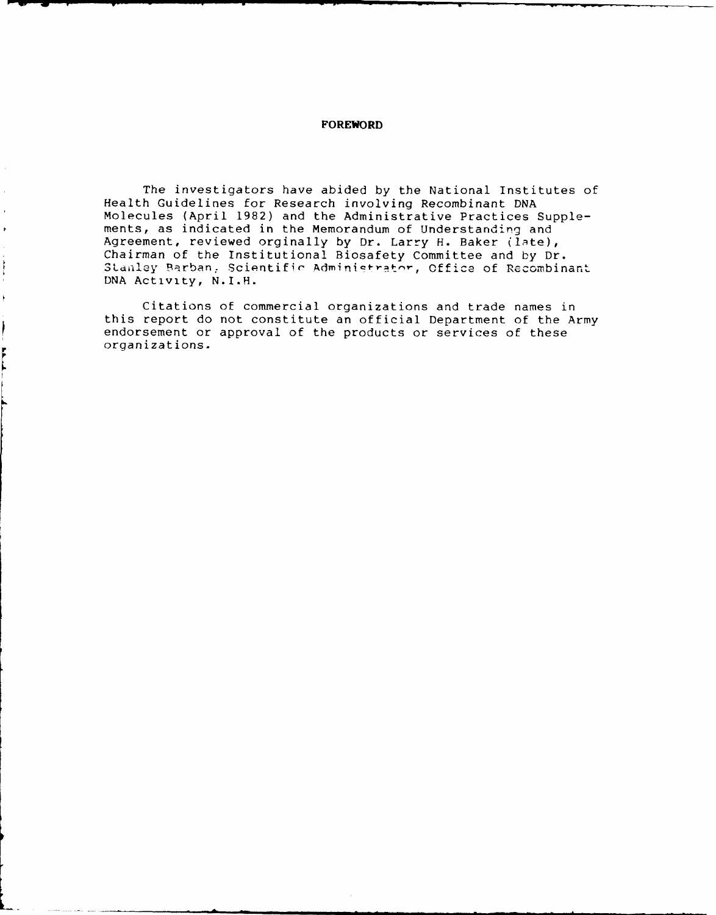# FOREWORD

The investigators have abided by the National Institutes of Health Guidelines for Research involving Recombinant DNA Molecules (April 1982) and the Administrative Practices Supplements, as indicated in the Memorandum of Understanding and Agreement, reviewed orginally by Dr. Larry H. Baker (late), Chairman of the Institutional Biosafety Committee and by Dr. Stanley Barban, Scientific Administrator, Office of Recombinant DNA Activity, N.I.H.

Citations of commercial organizations and trade names in this report do not constitute an official Department of the Army endorsement or approval of the products or services of these organizations.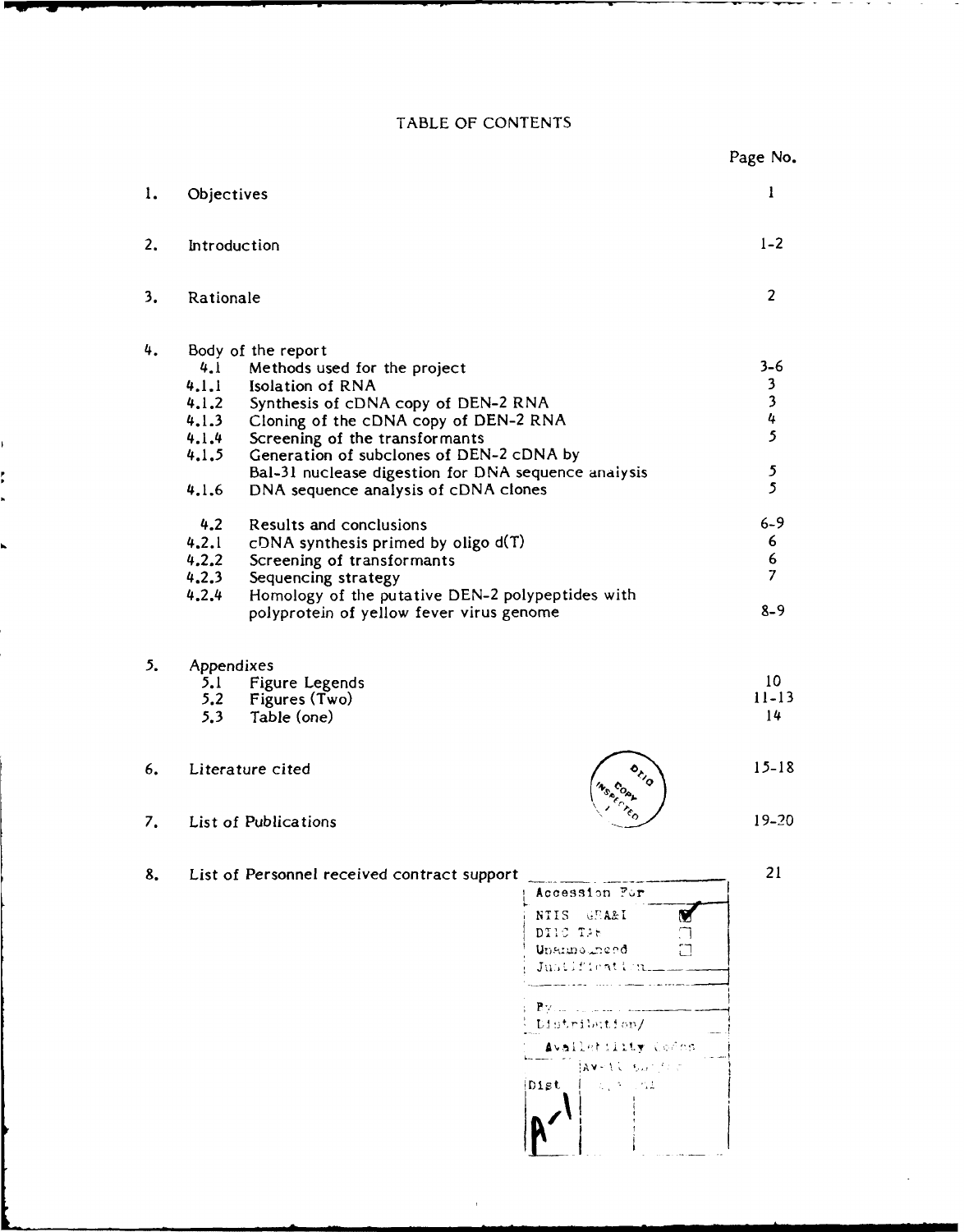# TABLE OF CONTENTS

| | | Page No. |
|---|---|---|
| 1. | Objectives | 1 |
| 2. | Introduction | 1-2 |
| 3. | Rationale | 2 |
| 4. | Body of the report | |
| 4.1 | Methods used for the project | 3-6 |
| 4.1.1 | Isolation of RNA | 3 |
| 4.1.2 | Synthesis of cDNA copy of DEN-2 RNA | 3 |
| 4.1.3 | Cloning of the cDNA copy of DEN-2 RNA | 4 |
| 4.1.4 | Screening of the transformants | 5 |
| 4.1.5 | Generation of subclones of DEN-2 cDNA by Bal-31 nuclease digestion for DNA sequence analysis | 5 |
| 4.1.6 | DNA sequence analysis of cDNA clones | 5 |
| 4.2 | Results and conclusions | 6-9 |
| 4.2.1 | cDNA synthesis primed by oligo d(T) | 6 |
| 4.2.2 | Screening of transformants | 6 |
| 4.2.3 | Sequencing strategy | 7 |
| 4.2.4 | Homology of the putative DEN-2 polypeptides with polyprotein of yellow fever virus genome | 8-9 |
| 5. | Appendixes | |
| 5.1 | Figure Legends | 10 |
| 5.2 | Figures (Two) | 11-13 |
| 5.3 | Table (one) | 14 |
| 6. | Literature cited | 15-18 |
| 7. | List of Publications | 19-20 |
| 8. | List of Personnel received contract support | 21 |

DTIC COPY INSPECTED

| Accession For | |
|---|---|
| NTIS GRA&I | ✓ |
| DTIC TAB | ☐ |
| Unannounced | ☐ |
| Justification | |
| By | |
| Distribution/ | |
| Availability Codes | |
| Dist | Avail and/or Special |
| A-1 | |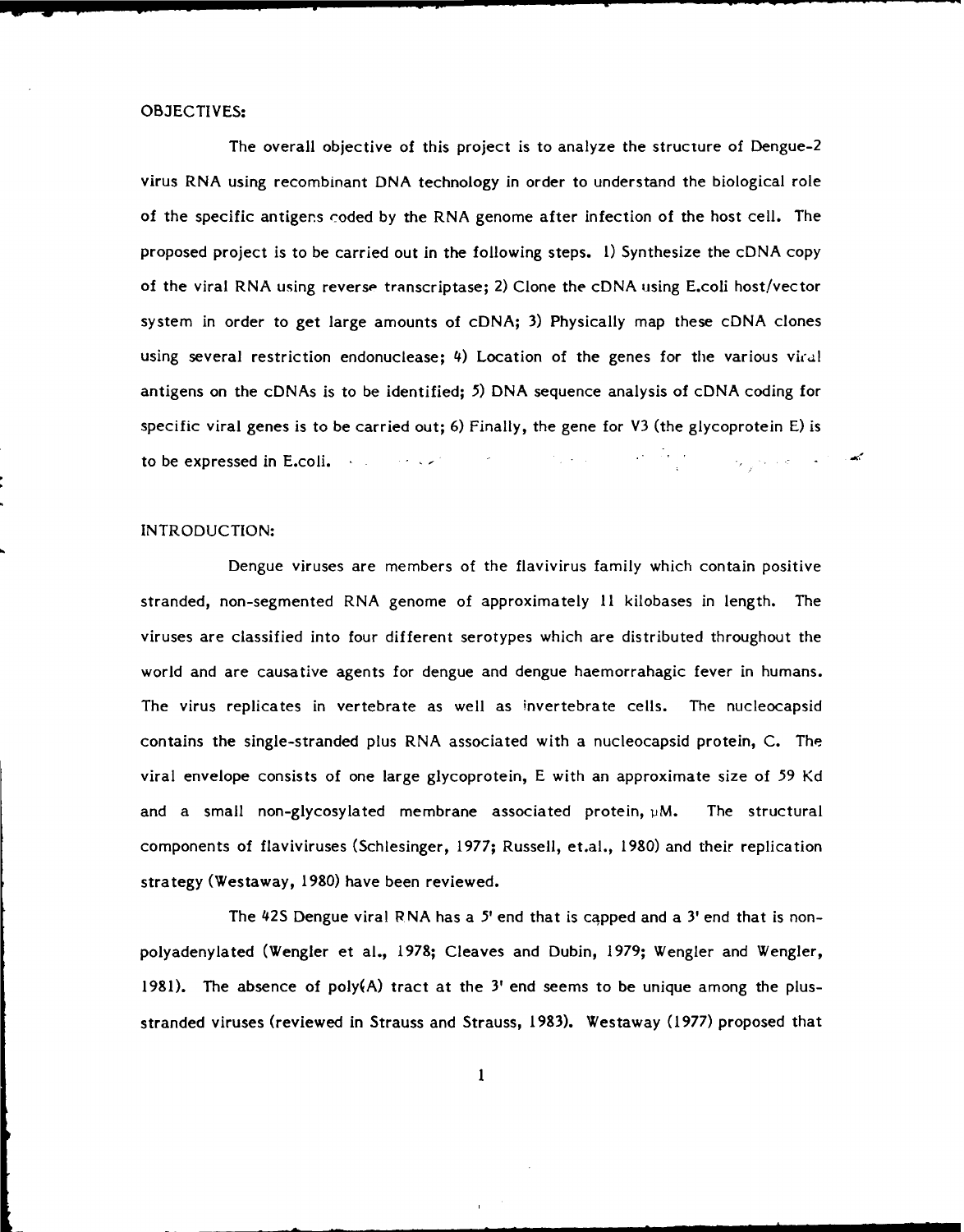## OBJECTIVES:

The overall objective of this project is to analyze the structure of Dengue-2 virus RNA using recombinant DNA technology in order to understand the biological role of the specific antigens coded by the RNA genome after infection of the host cell. The proposed project is to be carried out in the following steps. 1) Synthesize the cDNA copy of the viral RNA using reverse transcriptase; 2) Clone the cDNA using E.coli host/vector system in order to get large amounts of cDNA; 3) Physically map these cDNA clones using several restriction endonuclease; 4) Location of the genes for the various viral antigens on the cDNAs is to be identified; 5) DNA sequence analysis of cDNA coding for specific viral genes is to be carried out; 6) Finally, the gene for V3 (the glycoprotein E) is to be expressed in E.coli.

## INTRODUCTION:

Dengue viruses are members of the flavivirus family which contain positive stranded, non-segmented RNA genome of approximately 11 kilobases in length. The viruses are classified into four different serotypes which are distributed throughout the world and are causative agents for dengue and dengue haemorrahagic fever in humans. The virus replicates in vertebrate as well as invertebrate cells. The nucleocapsid contains the single-stranded plus RNA associated with a nucleocapsid protein, C. The viral envelope consists of one large glycoprotein, E with an approximate size of 59 Kd and a small non-glycosylated membrane associated protein, μM. The structural components of flaviviruses (Schlesinger, 1977; Russell, et.al., 1980) and their replication strategy (Westaway, 1980) have been reviewed.

The 42S Dengue viral RNA has a 5' end that is capped and a 3' end that is non-polyadenylated (Wengler et al., 1978; Cleaves and Dubin, 1979; Wengler and Wengler, 1981). The absence of poly(A) tract at the 3' end seems to be unique among the plus-stranded viruses (reviewed in Strauss and Strauss, 1983). Westaway (1977) proposed that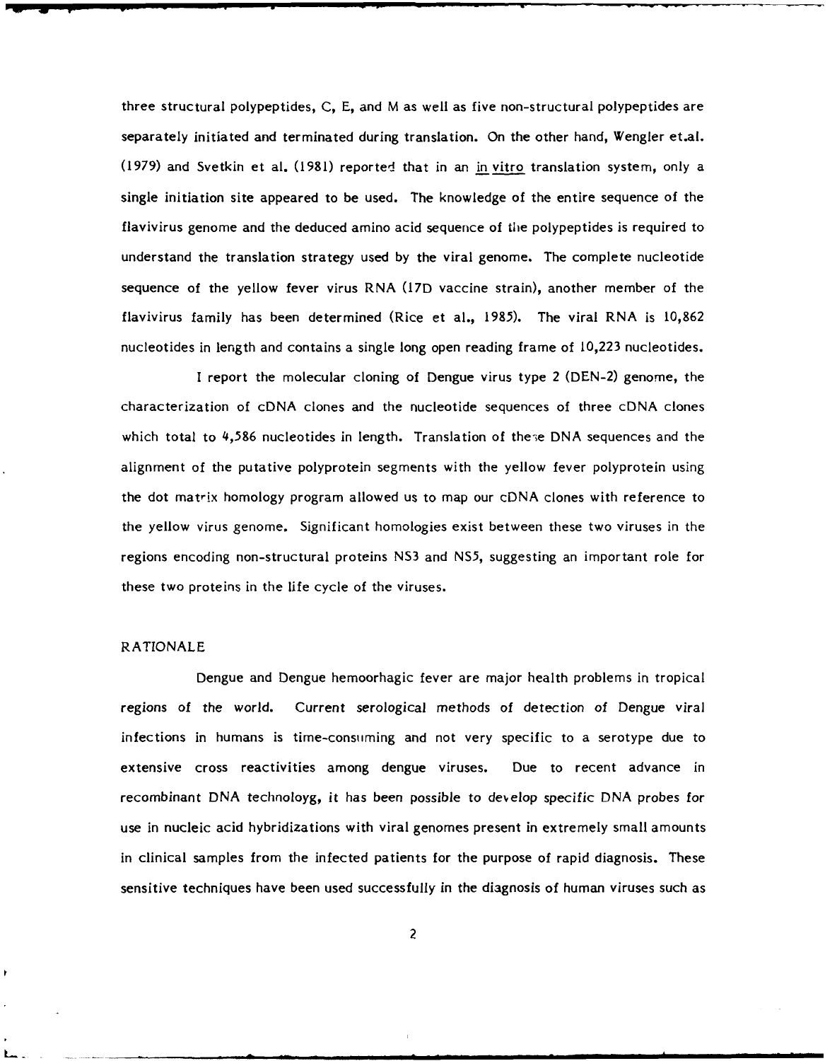three structural polypeptides, C, E, and M as well as five non-structural polypeptides are separately initiated and terminated during translation. On the other hand, Wengler et.al. (1979) and Svetkin et al. (1981) reported that in an in vitro translation system, only a single initiation site appeared to be used. The knowledge of the entire sequence of the flavivirus genome and the deduced amino acid sequence of the polypeptides is required to understand the translation strategy used by the viral genome. The complete nucleotide sequence of the yellow fever virus RNA (17D vaccine strain), another member of the flavivirus family has been determined (Rice et al., 1985). The viral RNA is 10,862 nucleotides in length and contains a single long open reading frame of 10,223 nucleotides.

I report the molecular cloning of Dengue virus type 2 (DEN-2) genome, the characterization of cDNA clones and the nucleotide sequences of three cDNA clones which total to 4,586 nucleotides in length. Translation of these DNA sequences and the alignment of the putative polyprotein segments with the yellow fever polyprotein using the dot matrix homology program allowed us to map our cDNA clones with reference to the yellow virus genome. Significant homologies exist between these two viruses in the regions encoding non-structural proteins NS3 and NS5, suggesting an important role for these two proteins in the life cycle of the viruses.

## RATIONALE

Dengue and Dengue hemoorhagic fever are major health problems in tropical regions of the world. Current serological methods of detection of Dengue viral infections in humans is time-consuming and not very specific to a serotype due to extensive cross reactivities among dengue viruses. Due to recent advance in recombinant DNA technoloyg, it has been possible to develop specific DNA probes for use in nucleic acid hybridizations with viral genomes present in extremely small amounts in clinical samples from the infected patients for the purpose of rapid diagnosis. These sensitive techniques have been used successfully in the diagnosis of human viruses such as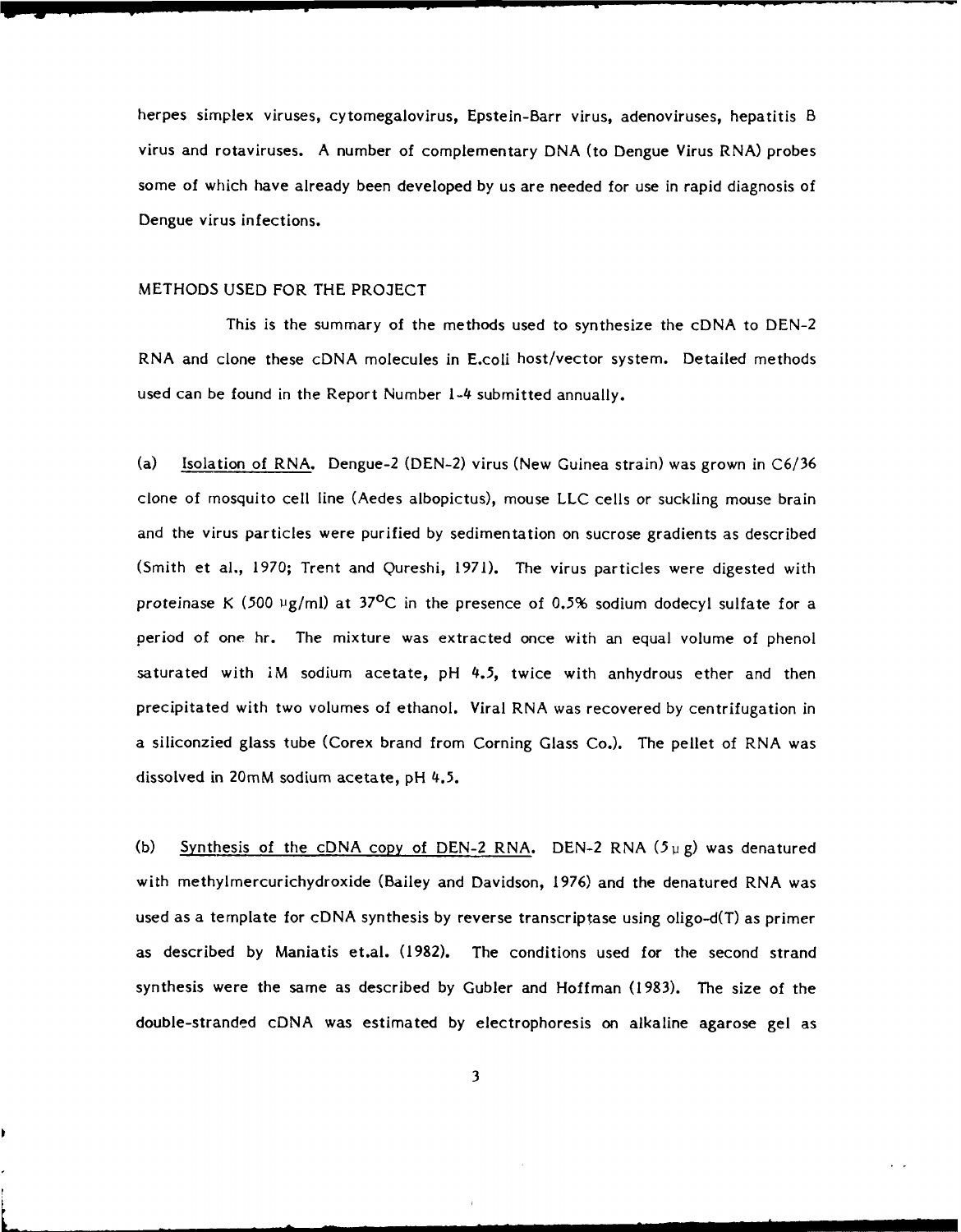herpes simplex viruses, cytomegalovirus, Epstein-Barr virus, adenoviruses, hepatitis B virus and rotaviruses. A number of complementary DNA (to Dengue Virus RNA) probes some of which have already been developed by us are needed for use in rapid diagnosis of Dengue virus infections.

## METHODS USED FOR THE PROJECT

This is the summary of the methods used to synthesize the cDNA to DEN-2 RNA and clone these cDNA molecules in E.coli host/vector system. Detailed methods used can be found in the Report Number 1-4 submitted annually.

(a) Isolation of RNA. Dengue-2 (DEN-2) virus (New Guinea strain) was grown in C6/36 clone of mosquito cell line (Aedes albopictus), mouse LLC cells or suckling mouse brain and the virus particles were purified by sedimentation on sucrose gradients as described (Smith et al., 1970; Trent and Qureshi, 1971). The virus particles were digested with proteinase K (500 $\mu$g/ml) at 37°C in the presence of 0.5% sodium dodecyl sulfate for a period of one hr. The mixture was extracted once with an equal volume of phenol saturated with 1M sodium acetate, pH 4.5, twice with anhydrous ether and then precipitated with two volumes of ethanol. Viral RNA was recovered by centrifugation in a siliconzied glass tube (Corex brand from Corning Glass Co.). The pellet of RNA was dissolved in 20mM sodium acetate, pH 4.5.

(b) Synthesis of the cDNA copy of DEN-2 RNA. DEN-2 RNA (5$\mu$g) was denatured with methylmercurichydroxide (Bailey and Davidson, 1976) and the denatured RNA was used as a template for cDNA synthesis by reverse transcriptase using oligo-d(T) as primer as described by Maniatis et.al. (1982). The conditions used for the second strand synthesis were the same as described by Gubler and Hoffman (1983). The size of the double-stranded cDNA was estimated by electrophoresis on alkaline agarose gel as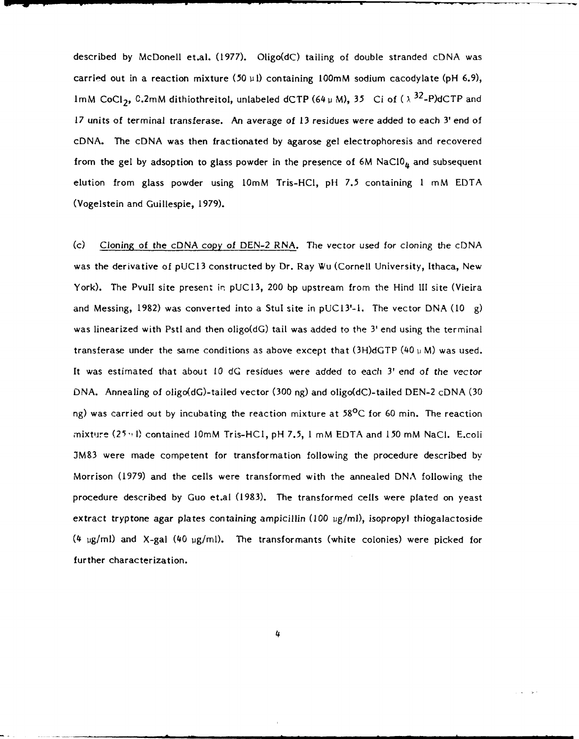described by McDonell et.al. (1977). Oligo(dC) tailing of double stranded cDNA was carried out in a reaction mixture (50 μl) containing 100mM sodium cacodylate (pH 6.9), 1mM $CoCl_2$, 0.2mM dithiothreitol, unlabeled dCTP (64 μ M), 35 Ci of ( λ $^{32}$-P)dCTP and 17 units of terminal transferase. An average of 13 residues were added to each 3' end of cDNA. The cDNA was then fractionated by agarose gel electrophoresis and recovered from the gel by adsoption to glass powder in the presence of 6M $NaClO_4$ and subsequent elution from glass powder using 10mM Tris-HCl, pH 7.5 containing 1 mM EDTA (Vogelstein and Guillespie, 1979).

(c) <u>Cloning of the cDNA copy of DEN-2 RNA.</u> The vector used for cloning the cDNA was the derivative of pUC13 constructed by Dr. Ray Wu (Cornell University, Ithaca, New York). The PvuII site present in pUC13, 200 bp upstream from the Hind III site (Vieira and Messing, 1982) was converted into a StuI site in pUC13'-1. The vector DNA (10 g) was linearized with PstI and then oligo(dG) tail was added to the 3' end using the terminal transferase under the same conditions as above except that (3H)dGTP (40 μ M) was used. It was estimated that about 10 dG residues were added to each 3' end of the vector DNA. Annealing of oligo(dG)-tailed vector (300 ng) and oligo(dC)-tailed DEN-2 cDNA (30 ng) was carried out by incubating the reaction mixture at 58°C for 60 min. The reaction mixture (25 μl) contained 10mM Tris-HCl, pH 7.5, 1 mM EDTA and 150 mM NaCl. E.coli JM83 were made competent for transformation following the procedure described by Morrison (1979) and the cells were transformed with the annealed DNA following the procedure described by Guo et.al (1983). The transformed cells were plated on yeast extract tryptone agar plates containing ampicillin (100 μg/ml), isopropyl thiogalactoside (4 μg/ml) and X-gal (40 μg/ml). The transformants (white colonies) were picked for further characterization.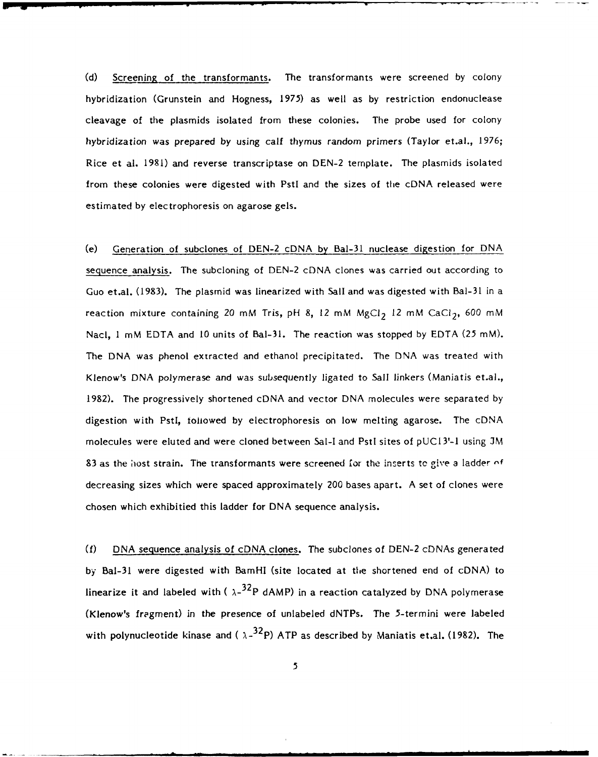(d) Screening of the transformants. The transformants were screened by colony hybridization (Grunstein and Hogness, 1975) as well as by restriction endonuclease cleavage of the plasmids isolated from these colonies. The probe used for colony hybridization was prepared by using calf thymus random primers (Taylor et.al., 1976; Rice et al. 1981) and reverse transcriptase on DEN-2 template. The plasmids isolated from these colonies were digested with PstI and the sizes of the cDNA released were estimated by electrophoresis on agarose gels.

(e) Generation of subclones of DEN-2 cDNA by Bal-31 nuclease digestion for DNA sequence analysis. The subcloning of DEN-2 cDNA clones was carried out according to Guo et.al. (1983). The plasmid was linearized with SalI and was digested with Bal-31 in a reaction mixture containing 20 mM Tris, pH 8, 12 mM $MgCl_2$ 12 mM $CaCl_2$, 600 mM Nacl, 1 mM EDTA and 10 units of Bal-31. The reaction was stopped by EDTA (25 mM). The DNA was phenol extracted and ethanol precipitated. The DNA was treated with Klenow's DNA polymerase and was subsequently ligated to SalI linkers (Maniatis et.al., 1982). The progressively shortened cDNA and vector DNA molecules were separated by digestion with PstI, followed by electrophoresis on low melting agarose. The cDNA molecules were eluted and were cloned between Sal-I and PstI sites of pUC13'-1 using JM 83 as the host strain. The transformants were screened for the inserts to give a ladder of decreasing sizes which were spaced approximately 200 bases apart. A set of clones were chosen which exhibitied this ladder for DNA sequence analysis.

(f) DNA sequence analysis of cDNA clones. The subclones of DEN-2 cDNAs generated by Bal-31 were digested with BamHI (site located at the shortened end of cDNA) to linearize it and labeled with ( $\lambda$-$^{32}$P dAMP) in a reaction catalyzed by DNA polymerase (Klenow's fragment) in the presence of unlabeled dNTPs. The 5-termini were labeled with polynucleotide kinase and ( $\lambda$-$^{32}$P) ATP as described by Maniatis et.al. (1982). The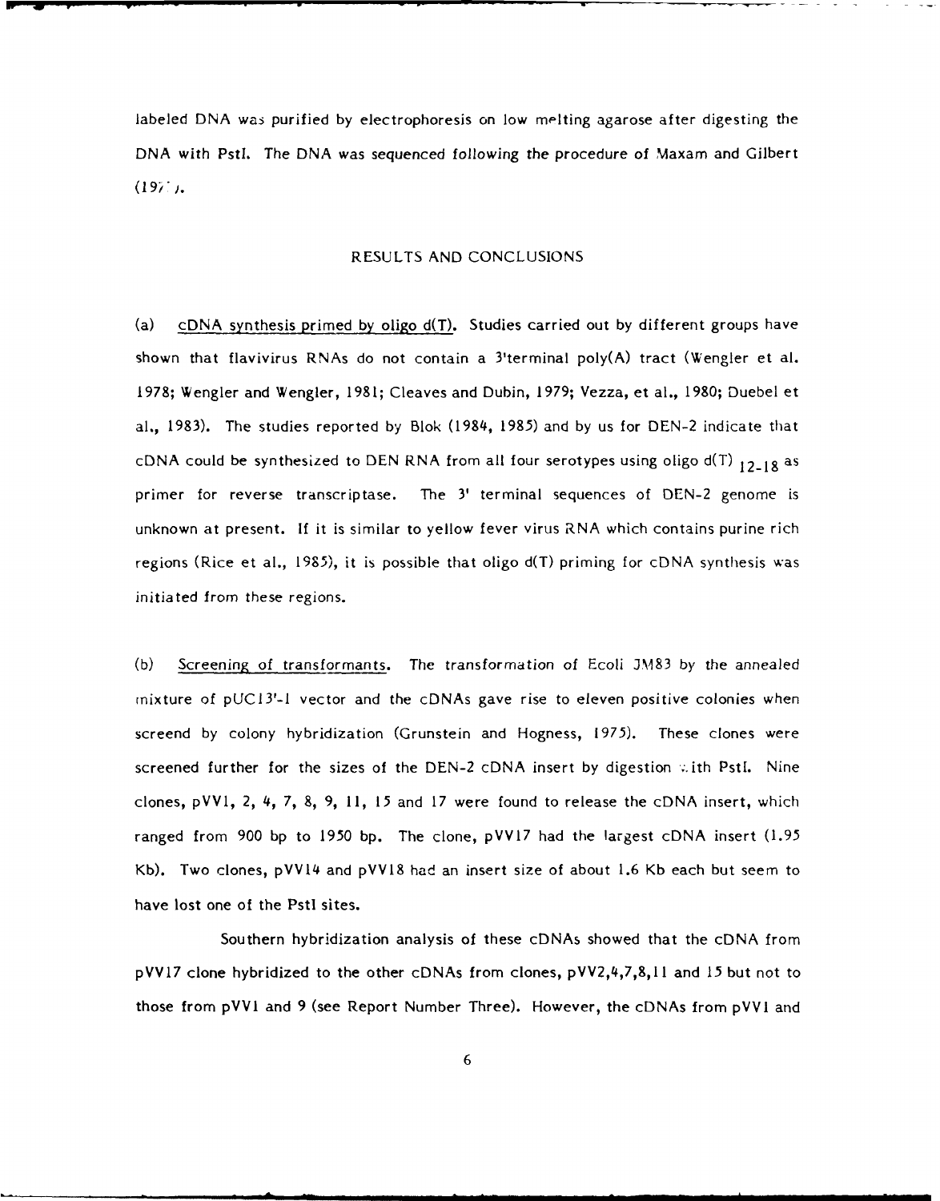labeled DNA was purified by electrophoresis on low melting agarose after digesting the DNA with PstI. The DNA was sequenced following the procedure of Maxam and Gilbert (1977).

## RESULTS AND CONCLUSIONS

(a) cDNA synthesis primed by oligo d(T). Studies carried out by different groups have shown that flavivirus RNAs do not contain a 3'terminal poly(A) tract (Wengler et al. 1978; Wengler and Wengler, 1981; Cleaves and Dubin, 1979; Vezza, et al., 1980; Duebel et al., 1983). The studies reported by Blok (1984, 1985) and by us for DEN-2 indicate that cDNA could be synthesized to DEN RNA from all four serotypes using oligo d(T) $_{12-18}$ as primer for reverse transcriptase. The 3' terminal sequences of DEN-2 genome is unknown at present. If it is similar to yellow fever virus RNA which contains purine rich regions (Rice et al., 1985), it is possible that oligo d(T) priming for cDNA synthesis was initiated from these regions.

(b) Screening of transformants. The transformation of Ecoli JM83 by the annealed mixture of pUC13'-1 vector and the cDNAs gave rise to eleven positive colonies when screend by colony hybridization (Grunstein and Hogness, 1975). These clones were screened further for the sizes of the DEN-2 cDNA insert by digestion with PstI. Nine clones, pVV1, 2, 4, 7, 8, 9, 11, 15 and 17 were found to release the cDNA insert, which ranged from 900 bp to 1950 bp. The clone, pVV17 had the largest cDNA insert (1.95 Kb). Two clones, pVV14 and pVV18 had an insert size of about 1.6 Kb each but seem to have lost one of the PstI sites.

Southern hybridization analysis of these cDNAs showed that the cDNA from pVV17 clone hybridized to the other cDNAs from clones, pVV2,4,7,8,11 and 15 but not to those from pVV1 and 9 (see Report Number Three). However, the cDNAs from pVV1 and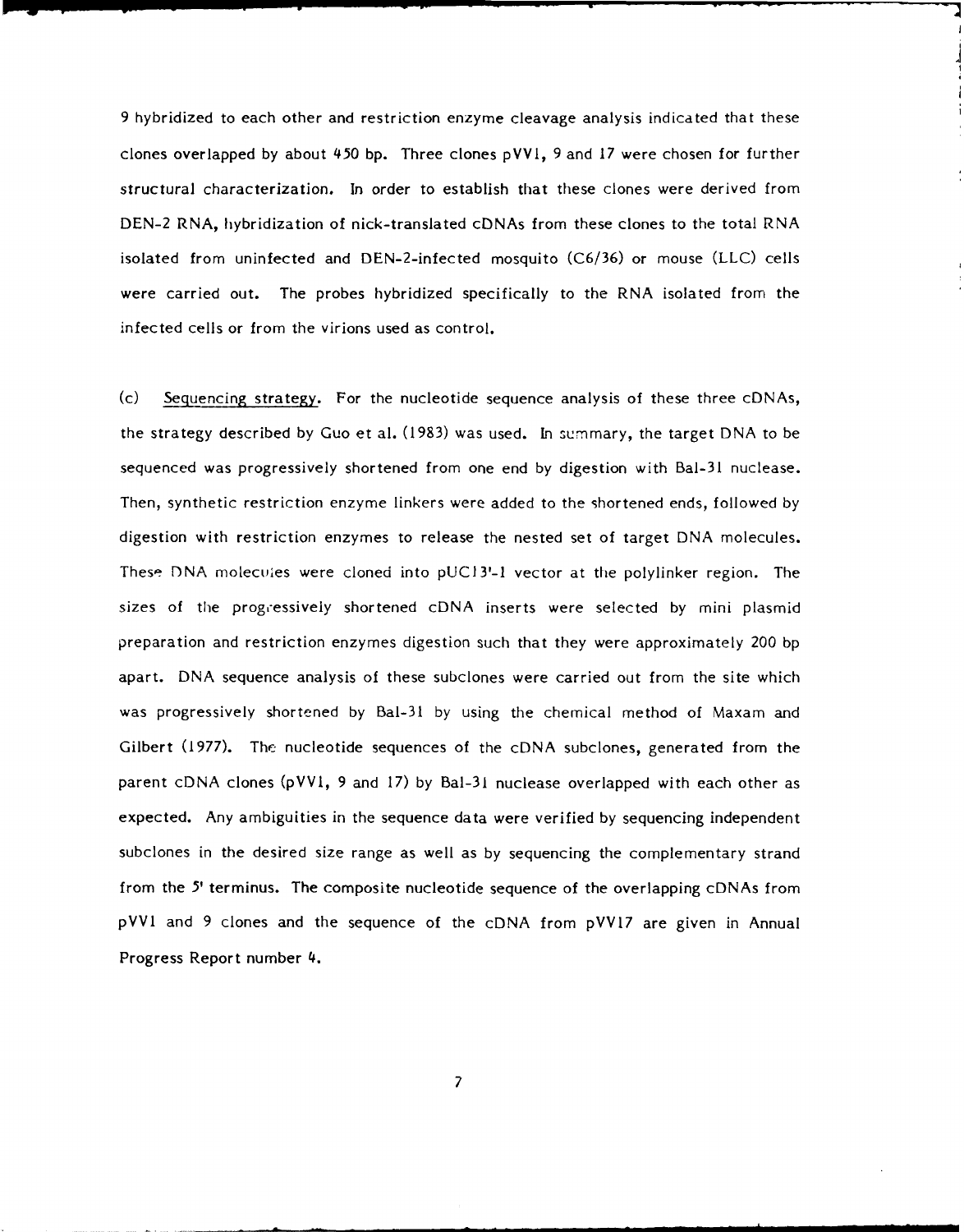9 hybridized to each other and restriction enzyme cleavage analysis indicated that these clones overlapped by about 450 bp. Three clones pVV1, 9 and 17 were chosen for further structural characterization. In order to establish that these clones were derived from DEN-2 RNA, hybridization of nick-translated cDNAs from these clones to the total RNA isolated from uninfected and DEN-2-infected mosquito (C6/36) or mouse (LLC) cells were carried out. The probes hybridized specifically to the RNA isolated from the infected cells or from the virions used as control.

(c) Sequencing strategy. For the nucleotide sequence analysis of these three cDNAs, the strategy described by Guo et al. (1983) was used. In summary, the target DNA to be sequenced was progressively shortened from one end by digestion with Bal-31 nuclease. Then, synthetic restriction enzyme linkers were added to the shortened ends, followed by digestion with restriction enzymes to release the nested set of target DNA molecules. These DNA molecules were cloned into pUC13'-1 vector at the polylinker region. The sizes of the progressively shortened cDNA inserts were selected by mini plasmid preparation and restriction enzymes digestion such that they were approximately 200 bp apart. DNA sequence analysis of these subclones were carried out from the site which was progressively shortened by Bal-31 by using the chemical method of Maxam and Gilbert (1977). The nucleotide sequences of the cDNA subclones, generated from the parent cDNA clones (pVV1, 9 and 17) by Bal-31 nuclease overlapped with each other as expected. Any ambiguities in the sequence data were verified by sequencing independent subclones in the desired size range as well as by sequencing the complementary strand from the 5' terminus. The composite nucleotide sequence of the overlapping cDNAs from pVV1 and 9 clones and the sequence of the cDNA from pVV17 are given in Annual Progress Report number 4.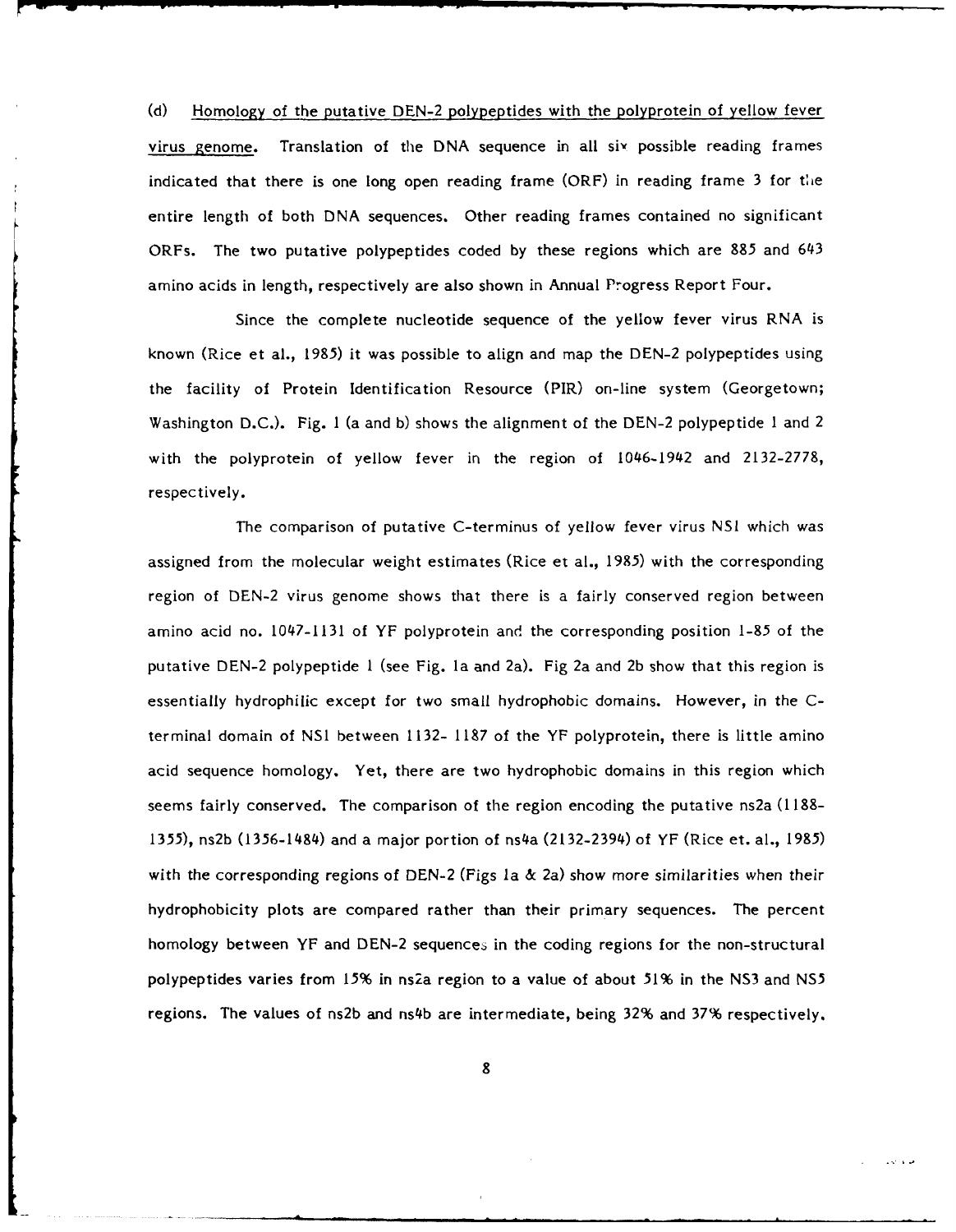(d) Homology of the putative DEN-2 polypeptides with the polyprotein of yellow fever virus genome. Translation of the DNA sequence in all six possible reading frames indicated that there is one long open reading frame (ORF) in reading frame 3 for the entire length of both DNA sequences. Other reading frames contained no significant ORFs. The two putative polypeptides coded by these regions which are 885 and 643 amino acids in length, respectively are also shown in Annual Progress Report Four.

Since the complete nucleotide sequence of the yellow fever virus RNA is known (Rice et al., 1985) it was possible to align and map the DEN-2 polypeptides using the facility of Protein Identification Resource (PIR) on-line system (Georgetown; Washington D.C.). Fig. 1 (a and b) shows the alignment of the DEN-2 polypeptide 1 and 2 with the polyprotein of yellow fever in the region of 1046-1942 and 2132-2778, respectively.

The comparison of putative C-terminus of yellow fever virus NS1 which was assigned from the molecular weight estimates (Rice et al., 1985) with the corresponding region of DEN-2 virus genome shows that there is a fairly conserved region between amino acid no. 1047-1131 of YF polyprotein and the corresponding position 1-85 of the putative DEN-2 polypeptide 1 (see Fig. 1a and 2a). Fig 2a and 2b show that this region is essentially hydrophilic except for two small hydrophobic domains. However, in the C-terminal domain of NS1 between 1132- 1187 of the YF polyprotein, there is little amino acid sequence homology. Yet, there are two hydrophobic domains in this region which seems fairly conserved. The comparison of the region encoding the putative ns2a (1188-1355), ns2b (1356-1484) and a major portion of ns4a (2132-2394) of YF (Rice et. al., 1985) with the corresponding regions of DEN-2 (Figs 1a & 2a) show more similarities when their hydrophobicity plots are compared rather than their primary sequences. The percent homology between YF and DEN-2 sequences in the coding regions for the non-structural polypeptides varies from 15% in ns2a region to a value of about 51% in the NS3 and NS5 regions. The values of ns2b and ns4b are intermediate, being 32% and 37% respectively.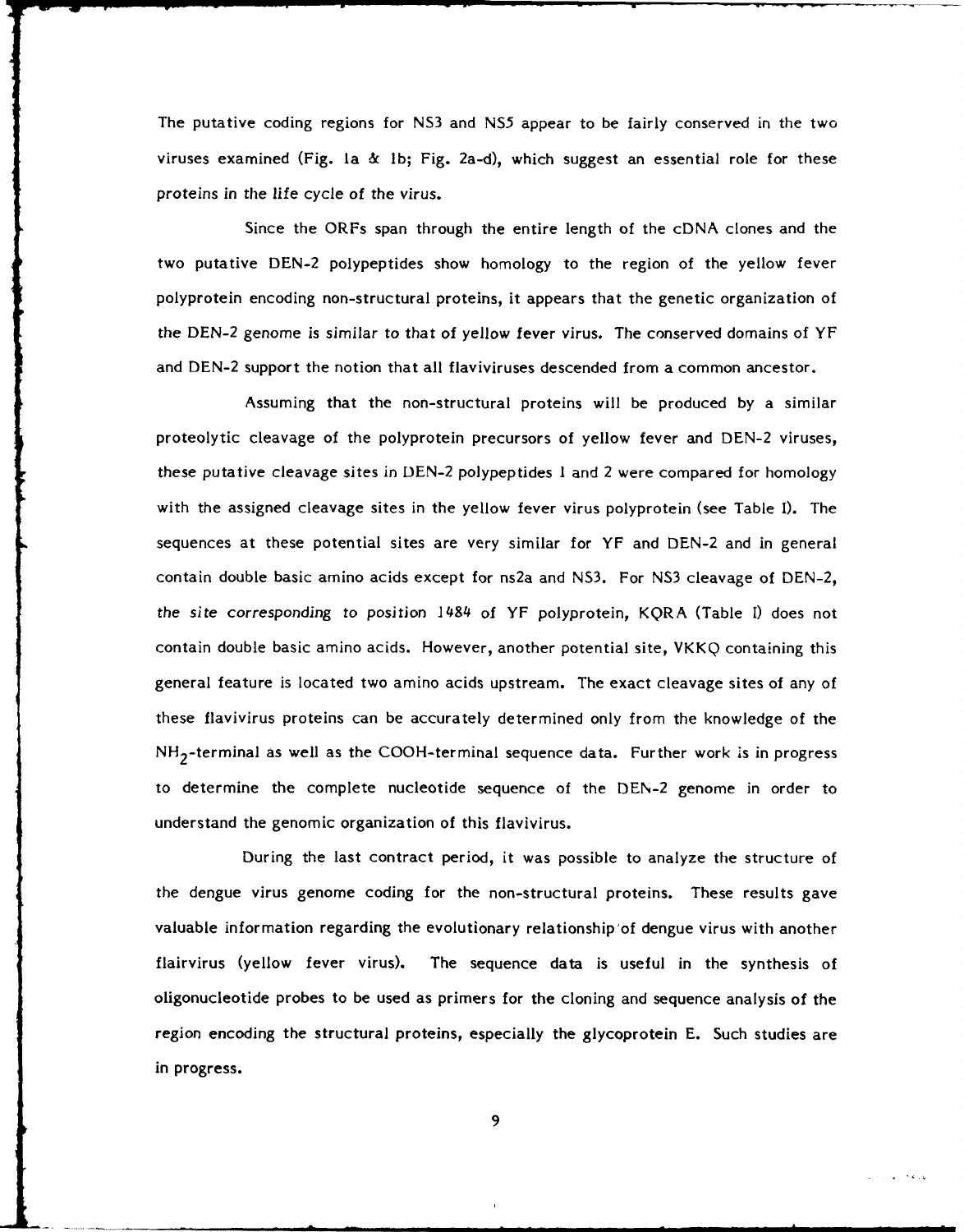The putative coding regions for NS3 and NS5 appear to be fairly conserved in the two viruses examined (Fig. 1a & 1b; Fig. 2a-d), which suggest an essential role for these proteins in the life cycle of the virus.

Since the ORFs span through the entire length of the cDNA clones and the two putative DEN-2 polypeptides show homology to the region of the yellow fever polyprotein encoding non-structural proteins, it appears that the genetic organization of the DEN-2 genome is similar to that of yellow fever virus. The conserved domains of YF and DEN-2 support the notion that all flaviviruses descended from a common ancestor.

Assuming that the non-structural proteins will be produced by a similar proteolytic cleavage of the polyprotein precursors of yellow fever and DEN-2 viruses, these putative cleavage sites in DEN-2 polypeptides 1 and 2 were compared for homology with the assigned cleavage sites in the yellow fever virus polyprotein (see Table I). The sequences at these potential sites are very similar for YF and DEN-2 and in general contain double basic amino acids except for ns2a and NS3. For NS3 cleavage of DEN-2, the site corresponding to position 1484 of YF polyprotein, KQRA (Table I) does not contain double basic amino acids. However, another potential site, VKKQ containing this general feature is located two amino acids upstream. The exact cleavage sites of any of these flavivirus proteins can be accurately determined only from the knowledge of the $NH_2$-terminal as well as the COOH-terminal sequence data. Further work is in progress to determine the complete nucleotide sequence of the DEN-2 genome in order to understand the genomic organization of this flavivirus.

During the last contract period, it was possible to analyze the structure of the dengue virus genome coding for the non-structural proteins. These results gave valuable information regarding the evolutionary relationship of dengue virus with another flairvirus (yellow fever virus). The sequence data is useful in the synthesis of oligonucleotide probes to be used as primers for the cloning and sequence analysis of the region encoding the structural proteins, especially the glycoprotein E. Such studies are in progress.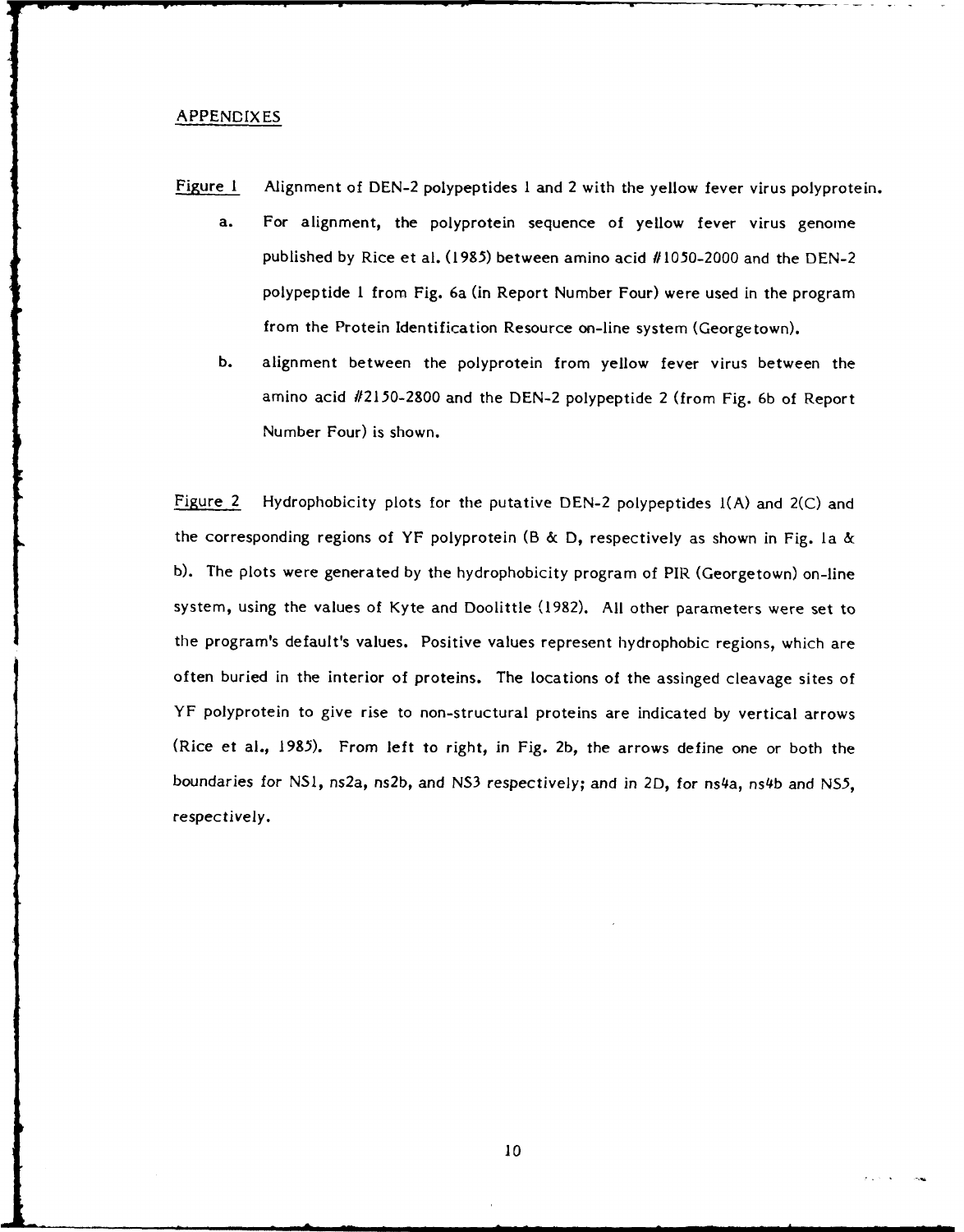## APPENDIXES

Figure 1 Alignment of DEN-2 polypeptides 1 and 2 with the yellow fever virus polyprotein.

a. For alignment, the polyprotein sequence of yellow fever virus genome published by Rice et al. (1985) between amino acid #1050-2000 and the DEN-2 polypeptide 1 from Fig. 6a (in Report Number Four) were used in the program from the Protein Identification Resource on-line system (Georgetown).

b. alignment between the polyprotein from yellow fever virus between the amino acid #2150-2800 and the DEN-2 polypeptide 2 (from Fig. 6b of Report Number Four) is shown.

Figure 2 Hydrophobicity plots for the putative DEN-2 polypeptides 1(A) and 2(C) and the corresponding regions of YF polyprotein (B & D, respectively as shown in Fig. 1a & b). The plots were generated by the hydrophobicity program of PIR (Georgetown) on-line system, using the values of Kyte and Doolittle (1982). All other parameters were set to the program's default's values. Positive values represent hydrophobic regions, which are often buried in the interior of proteins. The locations of the assinged cleavage sites of YF polyprotein to give rise to non-structural proteins are indicated by vertical arrows (Rice et al., 1985). From left to right, in Fig. 2b, the arrows define one or both the boundaries for NS1, ns2a, ns2b, and NS3 respectively; and in 2D, for ns4a, ns4b and NS5, respectively.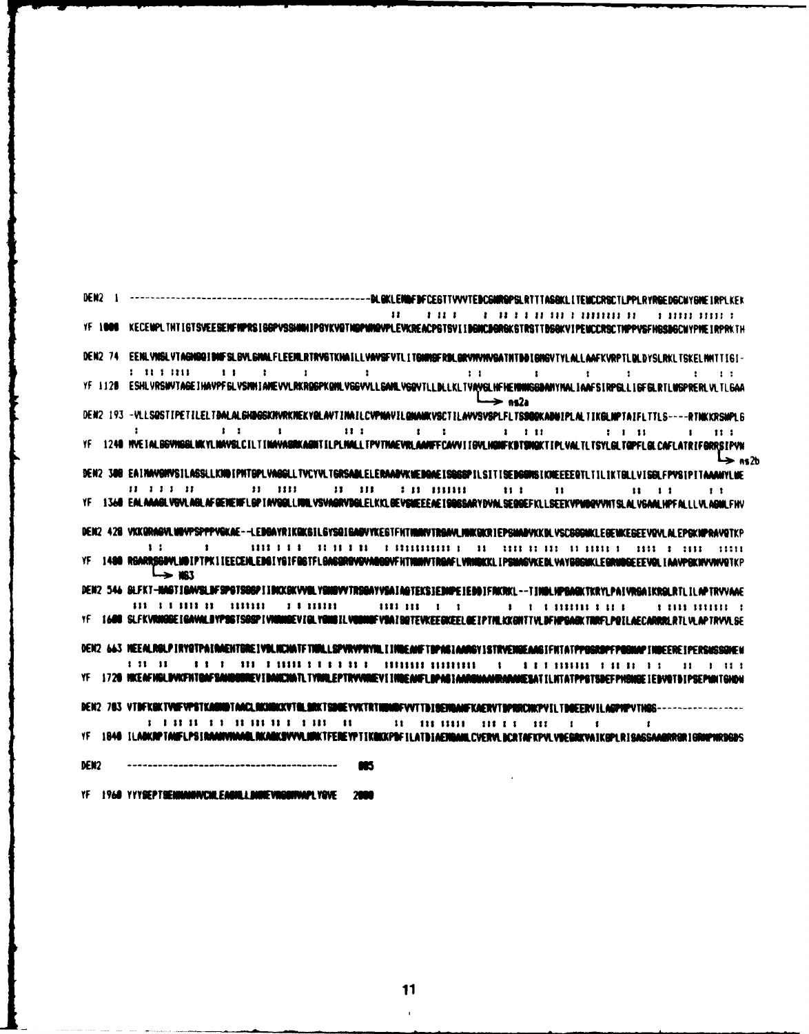```
DEN2    1  ------------------------------------------------DLGKLEMDFDFCEGTTVVVTEDCGNRGPSLRTTTASGKLITEWCCRSCTLPPLRYRGEDGCWYGMEIRPLKEK

YF   1000  KECEWPLTHTIGTSVEESEMFMPRSIGGPVSSHNHIPGYKVQTNGPWMQVPLEVKREACPGTSVIIDGNCDGRGKSTRSTTDSGKVIPEWCCRSCTMPPVSFHGSDGCWYPMEIRPRKTH

DEN2   74  EENLVNSLVTAGHGQIDNFSLGVLGMALFLEEMLRTRVGTKHAILLVAVSFVTLITGNMSFRDLGRVMVMVGATMTDDIGMGVTYLALLAAFKVRPTLQLDYSLRKLTSKELMMTTIGI-

YF   1120  ESHLVRSWVTAGEIHAVPFGLVSMMIAMEVVLRKRQGPKQMLVGGVVLLGAMLVGQVTLLDLLKLTVAVGLHFHEMNNGGDAMYMALIAAFSIRPGLLIGFGLRTLWSPRERLVLTLGAA
                                                                                       → ns2a

DEN2  193  -VLLSQSTIPETILELTDALALGMMVLKMVRKMEKYQLAVTIMAILCVPNAVILQNAWKVSCTILAVVSVSPLFLTSSQQKADWIPLALTIKGLNPTAIFLTTLS----RTNKKRSWPLG

YF   1240  MVEIALGGVMGGLWKYLNAVSLCILTINAVASRKASNTILPLMALLTPVTMAEVRLAAMFFCAVVIIGVLHQNFKDTSMQKTIPLVALTLTSYLGLTQPFLGLCAFLATRIFGRRSIPVN
                                                                                                                  → ns2b

DEN2  308  EAIMAVGMVSILASSLLKNDIPMTGPLVAGGLLTVCYVLTGRSADLELERAADVKWEDQAEISGSSPILSITISEDGSMSIKNEEEEQTLTILIKTGLLVISGLFPVSIPITAAAWYLWE

YF   1360  EALAAAGLVGVLAGLAFQEMENFLGPIAVGGLLMMLVSVAGRVDGLELKKLGEVSWEEEAEISGSSARYDVALSEQGEFKLLSEEKVPWDQVVMTSLALVGAALHPFALLLVLAGWLFHV

DEN2  428  VKKQRAGVLWDVPSPPPVGKAE--LEDGAYRIKQKGILGYSQIGAGVYKEGTFHTMWHVTRGAVLMHKGKRIEPSWADVKKDLVSCGGGWKLEGEWKEGEEVQVLALEPGKNPRAVQTKP

YF   1480  RGARRSGDVLWDIPTPKIIEECEHLEDGIYGIFQSTFLGASQRGVGVAQGGVFHTMWHVTRGAFLVRNGKKLIPSWASVKEDLVAYGGSWKLEGRWDGEEEVQLIAAVPGKNVVNVQTKP
             → NS3

DEN2  546  GLFKT-NAGTIGAVSLDFSPGTSGSPIIDKKGKVVGLYGNGVVTRSGAYVSAIAQTEKSIEDNPEIEDDIFRKRKL--TIMDLHPGAGKTKRYLPAIVREAIKRGLRTLILAPTRVVAAE

YF   1600  SLFKVRNGGEIGAVALDYPSGTSGSPIVNRNGEVIGLYGNGILVGDNSFVSAISQTEVKEEGKEELQEIPTMLKKGMTTVLDFHPGAGKTRRFLPQILAECARRRLRTLVLAPTRVVLSE

DEN2  663  MEEALRGLPIRYQTPAIRAEHTGREIVDLMCHATFTMRLLSPVRVPNYNLIIMDEAHFTDPASIAARGYISTRVEMGEAAGIFMTATPPGSRDPFPQSNAPIMDEEREIPERSWNSGHEW

YF   1720  MKEAFHGLDVKFHTQAFSAHGSGREVIDAMCHATLTYRMLEPTRVVNWEVIIMDEAHFLDPASIAARGWAAHRARANESATILMTATPPGTSDEFPHSNGEIEDVQTDIPSEPWNTGHDW

DEN2  783  VTDFKGKTVWFVPSIKAGNDIAACLRKNGKKVIQLSRKTFDSEYVKTRTNDWDFVVTTDISEMGANFKAERVIDPRRCMKPVILTDGEERVILAGPMPVTHSS-----------------

YF   1840  ILADKRPTAWFLPSIRAANVMAASLRKAGKSVVVLNRKTFEREYPTIKQKKPDFILATDIAENGANLCVERVLDCRTAFKPVLVDEGRKVAIKGPLRISASSAARRGRIGRNPNRDGDS

DEN2       ------------------------------------------   885

YF   1960  YYYSEPTSENNAHHVCWLEASMLLDNMEVRGGMVAPLYGVE   2080
```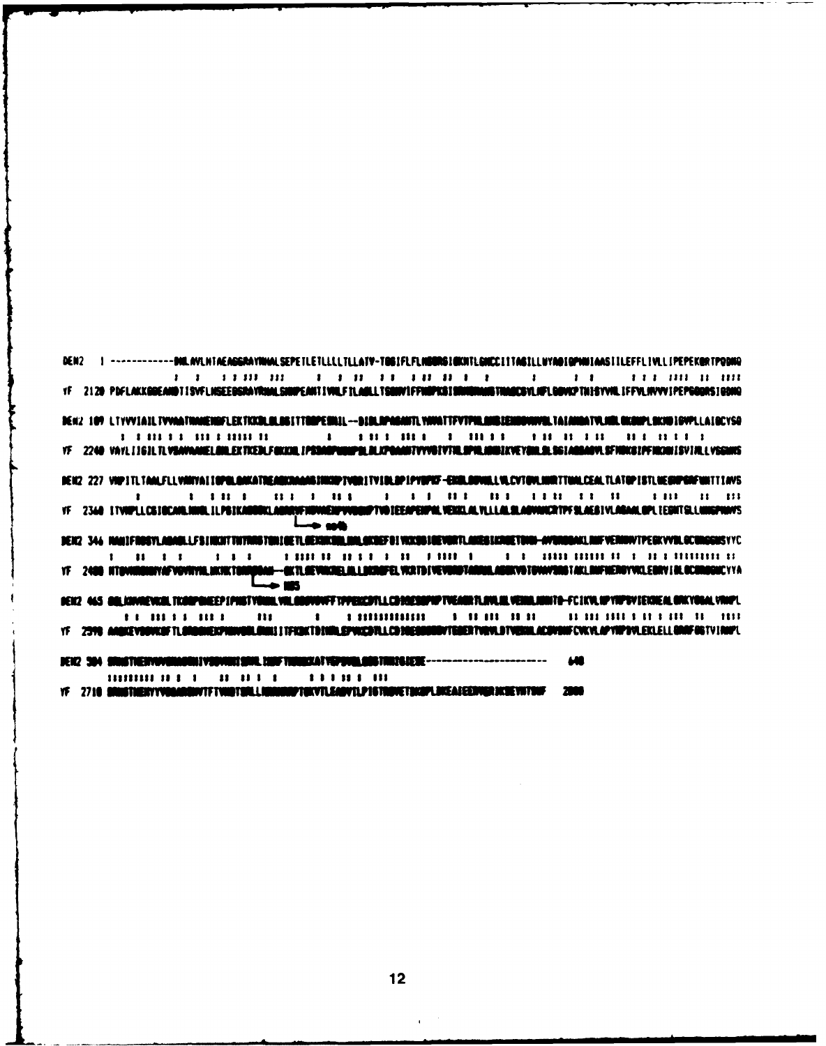```
DEN2    1 ------------GNLAVLNTAEAGGRAYNHALSEPEILETLLLLTLLATV-TGGIFLFLMSGRGIGKMTLGMCCIITASILLWYAQIQPHWIAASIILEFFLIVLLIPEPEKQRTPQDNQ

YF   2120 PDFLAKK...

DEN2  109 LTYVVIAILTVVAATMANEMGFLEKTKKDLGLGSITTQ...

YF   2240 VAYL...

DEN2  227 ...

YF   2360 ...
                                        └─> ns4b

DEN2  346 ...

YF   2480 ...
                        └─> NS5

DEN2  465 ...

YF   2598 ...

DEN2  584 ...                                                   640

YF   2718 ...                                                   2900
```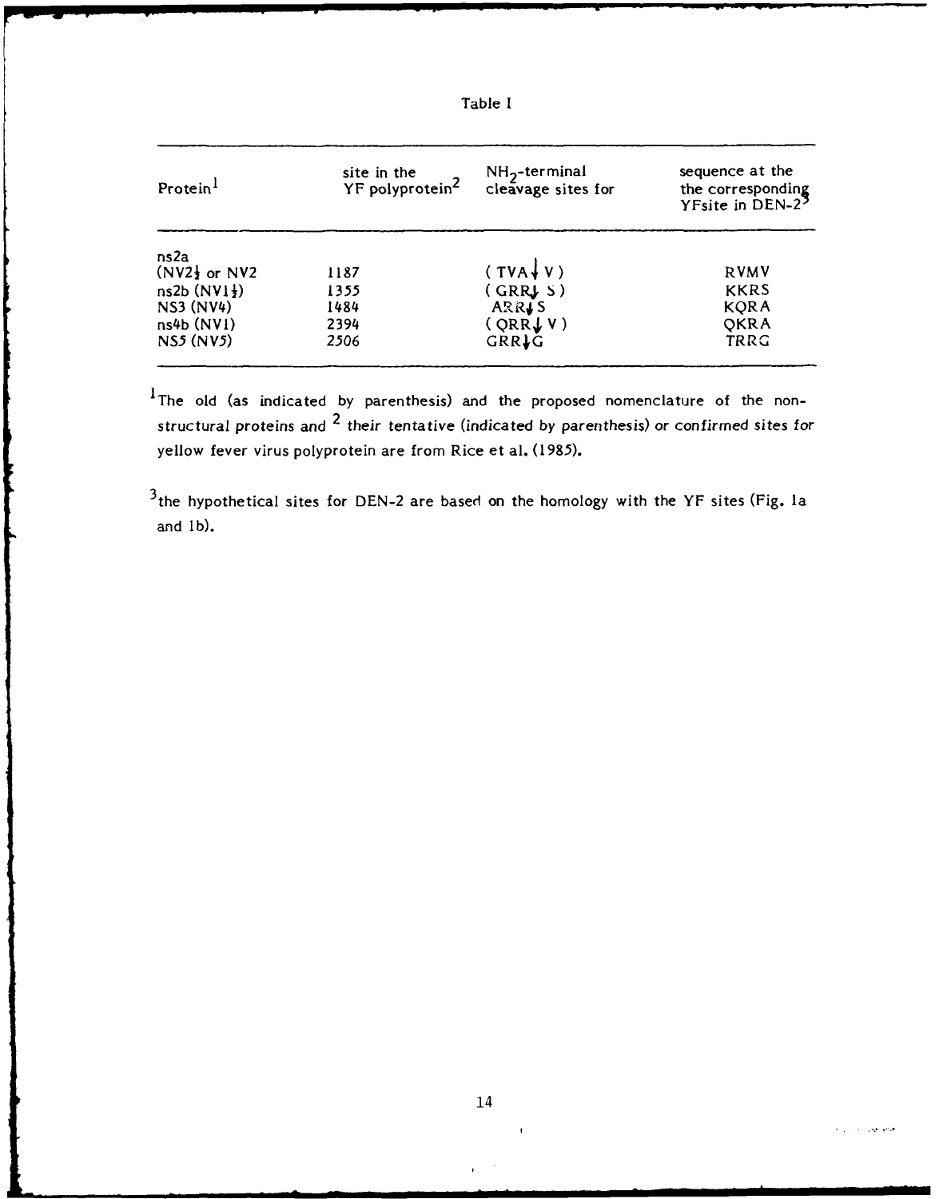Table I

| Protein[1] | site in the YF polyprotein[2] | $NH_2$-terminal cleavage sites for | sequence at the the corresponding YFsite in DEN-2[3] |
|---|---|---|---|
| ns2a (NV2½ or NV2 | 1187 | ( TVA↓V ) | RVMV |
| ns2b (NV1½) | 1355 | ( GRR↓ S ) | KKRS |
| NS3 (NV4) | 1484 | ARR↓S | KQRA |
| ns4b (NV1) | 2394 | ( QRR↓ V ) | QKRA |
| NS5 (NV5) | 2506 | GRR↓G | TRRG |

[1]The old (as indicated by parenthesis) and the proposed nomenclature of the non-structural proteins and [2] their tentative (indicated by parenthesis) or confirmed sites for yellow fever virus polyprotein are from Rice et al. (1985).

[3]the hypothetical sites for DEN-2 are based on the homology with the YF sites (Fig. 1a and 1b).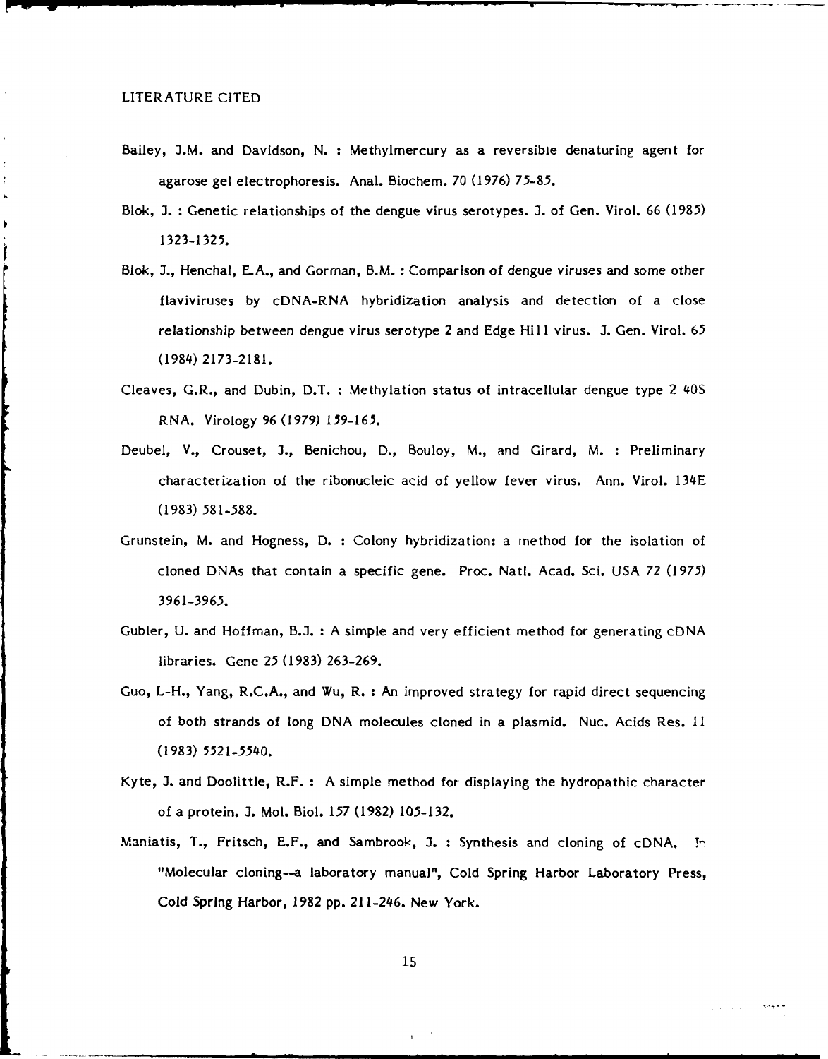LITERATURE CITED

Bailey, J.M. and Davidson, N. : Methylmercury as a reversible denaturing agent for agarose gel electrophoresis. Anal. Biochem. 70 (1976) 75-85.

Blok, J. : Genetic relationships of the dengue virus serotypes. J. of Gen. Virol. 66 (1985) 1323-1325.

Blok, J., Henchal, E.A., and Gorman, B.M. : Comparison of dengue viruses and some other flaviviruses by cDNA-RNA hybridization analysis and detection of a close relationship between dengue virus serotype 2 and Edge Hill virus. J. Gen. Virol. 65 (1984) 2173-2181.

Cleaves, G.R., and Dubin, D.T. : Methylation status of intracellular dengue type 2 40S RNA. Virology 96 (1979) 159-165.

Deubel, V., Crouset, J., Benichou, D., Bouloy, M., and Girard, M. : Preliminary characterization of the ribonucleic acid of yellow fever virus. Ann. Virol. 134E (1983) 581-588.

Grunstein, M. and Hogness, D. : Colony hybridization: a method for the isolation of cloned DNAs that contain a specific gene. Proc. Natl. Acad. Sci. USA 72 (1975) 3961-3965.

Gubler, U. and Hoffman, B.J. : A simple and very efficient method for generating cDNA libraries. Gene 25 (1983) 263-269.

Guo, L-H., Yang, R.C.A., and Wu, R. : An improved strategy for rapid direct sequencing of both strands of long DNA molecules cloned in a plasmid. Nuc. Acids Res. 11 (1983) 5521-5540.

Kyte, J. and Doolittle, R.F. : A simple method for displaying the hydropathic character of a protein. J. Mol. Biol. 157 (1982) 105-132.

Maniatis, T., Fritsch, E.F., and Sambrook, J. : Synthesis and cloning of cDNA. In "Molecular cloning--a laboratory manual", Cold Spring Harbor Laboratory Press, Cold Spring Harbor, 1982 pp. 211-246. New York.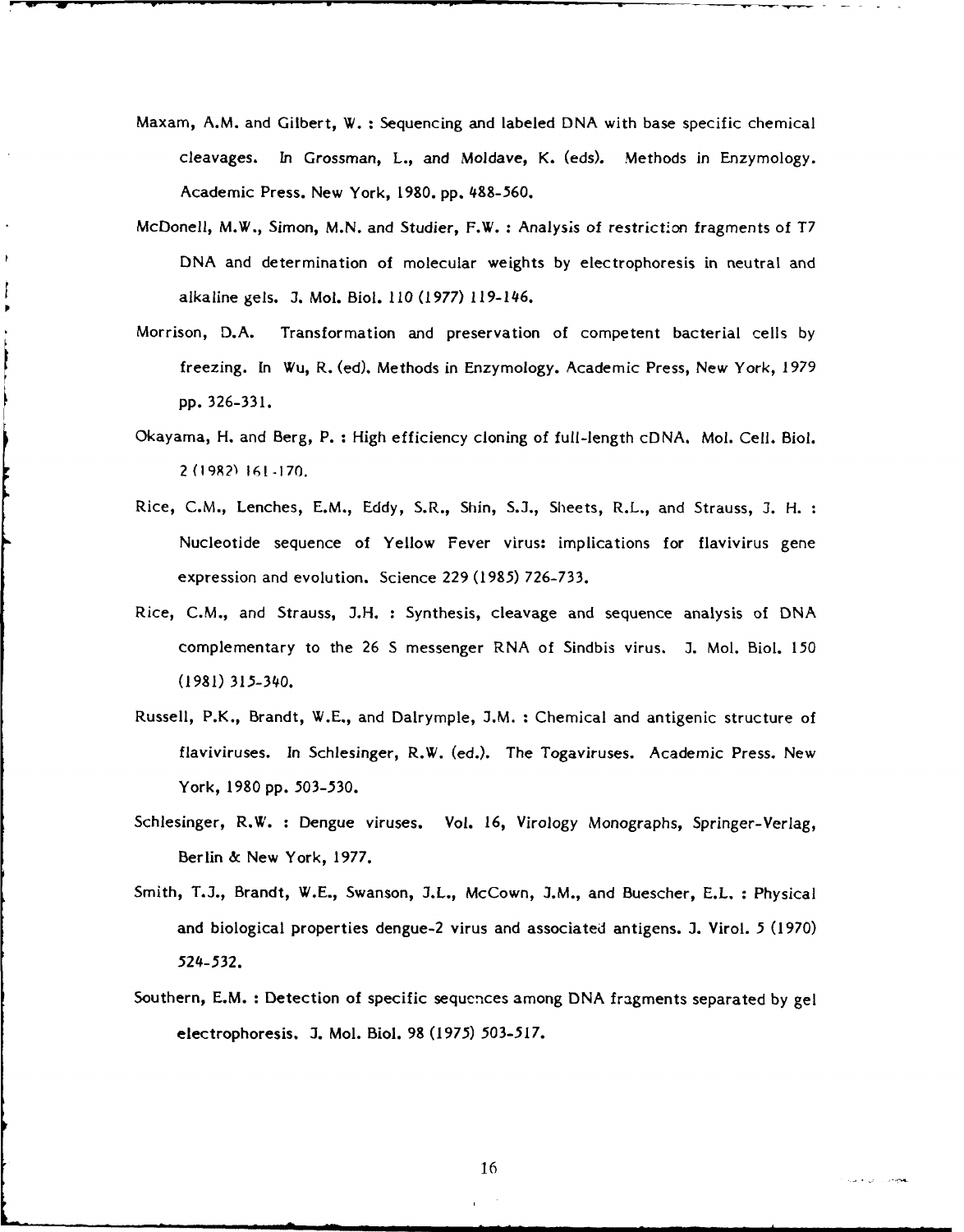Maxam, A.M. and Gilbert, W. : Sequencing and labeled DNA with base specific chemical cleavages. In Grossman, L., and Moldave, K. (eds). Methods in Enzymology. Academic Press. New York, 1980. pp. 488-560.

McDonell, M.W., Simon, M.N. and Studier, F.W. : Analysis of restriction fragments of T7 DNA and determination of molecular weights by electrophoresis in neutral and alkaline gels. J. Mol. Biol. 110 (1977) 119-146.

Morrison, D.A. Transformation and preservation of competent bacterial cells by freezing. In Wu, R. (ed). Methods in Enzymology. Academic Press, New York, 1979 pp. 326-331.

Okayama, H. and Berg, P. : High efficiency cloning of full-length cDNA. Mol. Cell. Biol. 2 (1982) 161-170.

Rice, C.M., Lenches, E.M., Eddy, S.R., Shin, S.J., Sheets, R.L., and Strauss, J. H. : Nucleotide sequence of Yellow Fever virus: implications for flavivirus gene expression and evolution. Science 229 (1985) 726-733.

Rice, C.M., and Strauss, J.H. : Synthesis, cleavage and sequence analysis of DNA complementary to the 26 S messenger RNA of Sindbis virus. J. Mol. Biol. 150 (1981) 315-340.

Russell, P.K., Brandt, W.E., and Dalrymple, J.M. : Chemical and antigenic structure of flaviviruses. In Schlesinger, R.W. (ed.). The Togaviruses. Academic Press. New York, 1980 pp. 503-530.

Schlesinger, R.W. : Dengue viruses. Vol. 16, Virology Monographs, Springer-Verlag, Berlin & New York, 1977.

Smith, T.J., Brandt, W.E., Swanson, J.L., McCown, J.M., and Buescher, E.L. : Physical and biological properties dengue-2 virus and associated antigens. J. Virol. 5 (1970) 524-532.

Southern, E.M. : Detection of specific sequences among DNA fragments separated by gel electrophoresis. J. Mol. Biol. 98 (1975) 503-517.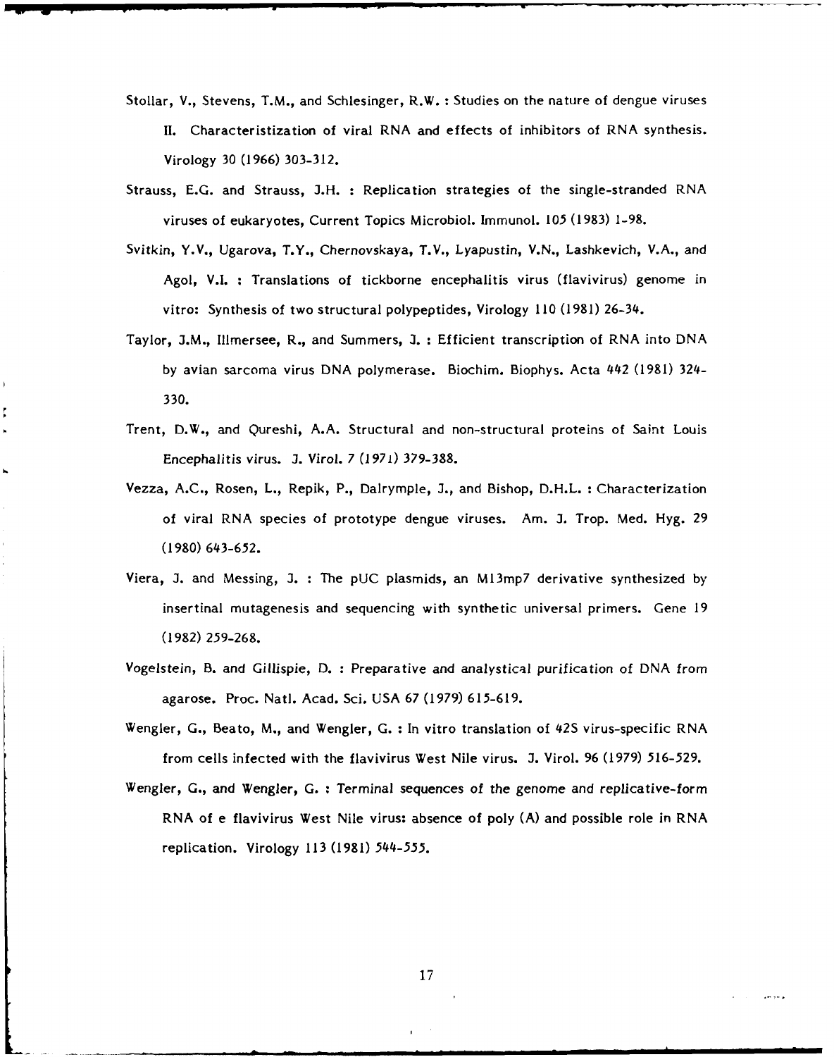Stollar, V., Stevens, T.M., and Schlesinger, R.W. : Studies on the nature of dengue viruses II. Characteristization of viral RNA and effects of inhibitors of RNA synthesis. Virology 30 (1966) 303-312.

Strauss, E.G. and Strauss, J.H. : Replication strategies of the single-stranded RNA viruses of eukaryotes, Current Topics Microbiol. Immunol. 105 (1983) 1-98.

Svitkin, Y.V., Ugarova, T.Y., Chernovskaya, T.V., Lyapustin, V.N., Lashkevich, V.A., and Agol, V.I. : Translations of tickborne encephalitis virus (flavivirus) genome in vitro: Synthesis of two structural polypeptides, Virology 110 (1981) 26-34.

Taylor, J.M., Illmersee, R., and Summers, J. : Efficient transcription of RNA into DNA by avian sarcoma virus DNA polymerase. Biochim. Biophys. Acta 442 (1981) 324-330.

Trent, D.W., and Qureshi, A.A. Structural and non-structural proteins of Saint Louis Encephalitis virus. J. Virol. 7 (1971) 379-388.

Vezza, A.C., Rosen, L., Repik, P., Dalrymple, J., and Bishop, D.H.L. : Characterization of viral RNA species of prototype dengue viruses. Am. J. Trop. Med. Hyg. 29 (1980) 643-652.

Viera, J. and Messing, J. : The pUC plasmids, an M13mp7 derivative synthesized by insertinal mutagenesis and sequencing with synthetic universal primers. Gene 19 (1982) 259-268.

Vogelstein, B. and Gillispie, D. : Preparative and analystical purification of DNA from agarose. Proc. Natl. Acad. Sci. USA 67 (1979) 615-619.

Wengler, G., Beato, M., and Wengler, G. : In vitro translation of 42S virus-specific RNA from cells infected with the flavivirus West Nile virus. J. Virol. 96 (1979) 516-529.

Wengler, G., and Wengler, G. : Terminal sequences of the genome and replicative-form RNA of e flavivirus West Nile virus: absence of poly (A) and possible role in RNA replication. Virology 113 (1981) 544-555.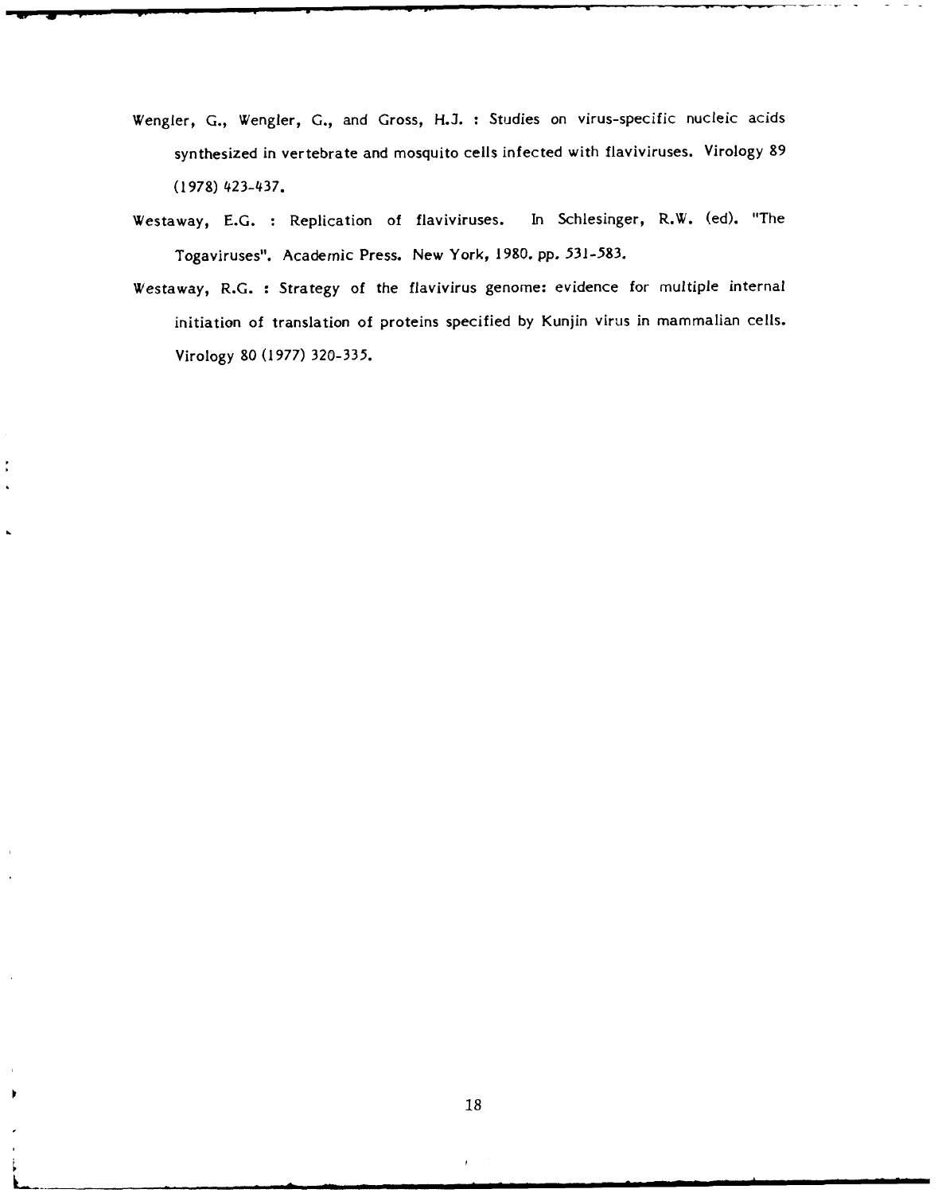Wengler, G., Wengler, G., and Gross, H.J. : Studies on virus-specific nucleic acids synthesized in vertebrate and mosquito cells infected with flaviviruses. Virology 89 (1978) 423-437.

Westaway, E.G. : Replication of flaviviruses. In Schlesinger, R.W. (ed). "The Togaviruses". Academic Press. New York, 1980. pp. 531-583.

Westaway, R.G. : Strategy of the flavivirus genome: evidence for multiple internal initiation of translation of proteins specified by Kunjin virus in mammalian cells. Virology 80 (1977) 320-335.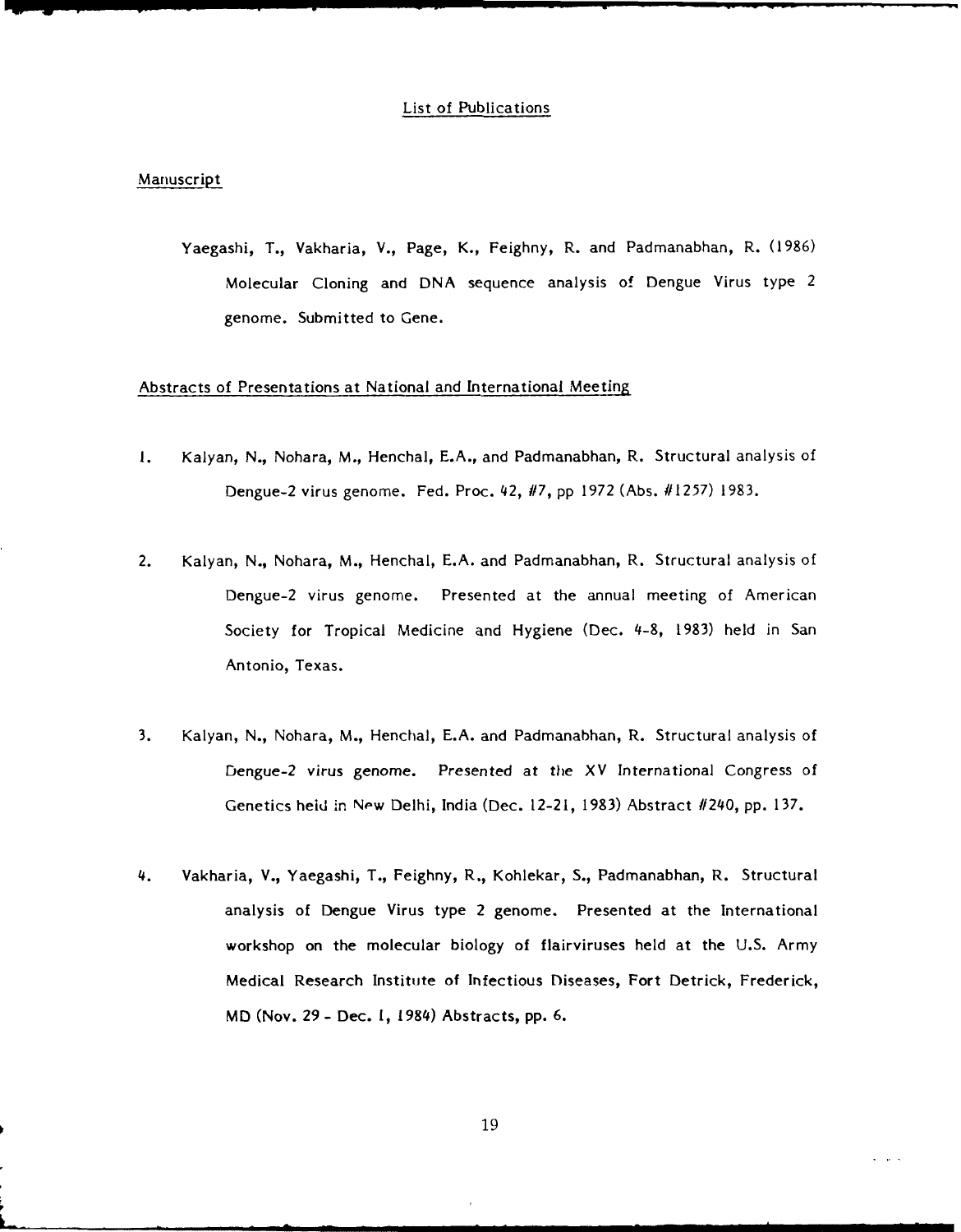# List of Publications

## Manuscript

Yaegashi, T., Vakharia, V., Page, K., Feighny, R. and Padmanabhan, R. (1986) Molecular Cloning and DNA sequence analysis of Dengue Virus type 2 genome. Submitted to Gene.

## Abstracts of Presentations at National and International Meeting

1. Kalyan, N., Nohara, M., Henchal, E.A., and Padmanabhan, R. Structural analysis of Dengue-2 virus genome. Fed. Proc. 42, #7, pp 1972 (Abs. #1257) 1983.

2. Kalyan, N., Nohara, M., Henchal, E.A. and Padmanabhan, R. Structural analysis of Dengue-2 virus genome. Presented at the annual meeting of American Society for Tropical Medicine and Hygiene (Dec. 4-8, 1983) held in San Antonio, Texas.

3. Kalyan, N., Nohara, M., Henchal, E.A. and Padmanabhan, R. Structural analysis of Dengue-2 virus genome. Presented at the XV International Congress of Genetics held in New Delhi, India (Dec. 12-21, 1983) Abstract #240, pp. 137.

4. Vakharia, V., Yaegashi, T., Feighny, R., Kohlekar, S., Padmanabhan, R. Structural analysis of Dengue Virus type 2 genome. Presented at the International workshop on the molecular biology of flairviruses held at the U.S. Army Medical Research Institute of Infectious Diseases, Fort Detrick, Frederick, MD (Nov. 29 - Dec. 1, 1984) Abstracts, pp. 6.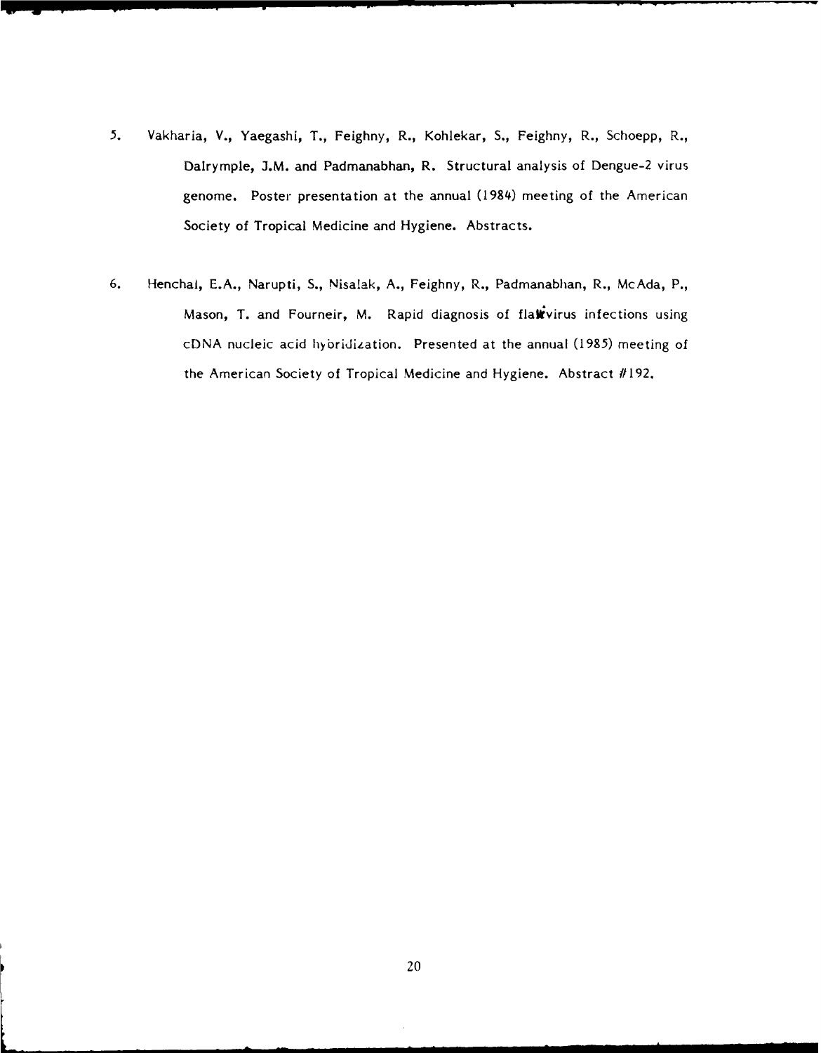5. Vakharia, V., Yaegashi, T., Feighny, R., Kohlekar, S., Feighny, R., Schoepp, R., Dalrymple, J.M. and Padmanabhan, R. Structural analysis of Dengue-2 virus genome. Poster presentation at the annual (1984) meeting of the American Society of Tropical Medicine and Hygiene. Abstracts.

6. Henchal, E.A., Narupti, S., Nisalak, A., Feighny, R., Padmanabhan, R., McAda, P., Mason, T. and Fourneir, M. Rapid diagnosis of flavivirus infections using cDNA nucleic acid hybridization. Presented at the annual (1985) meeting of the American Society of Tropical Medicine and Hygiene. Abstract #192.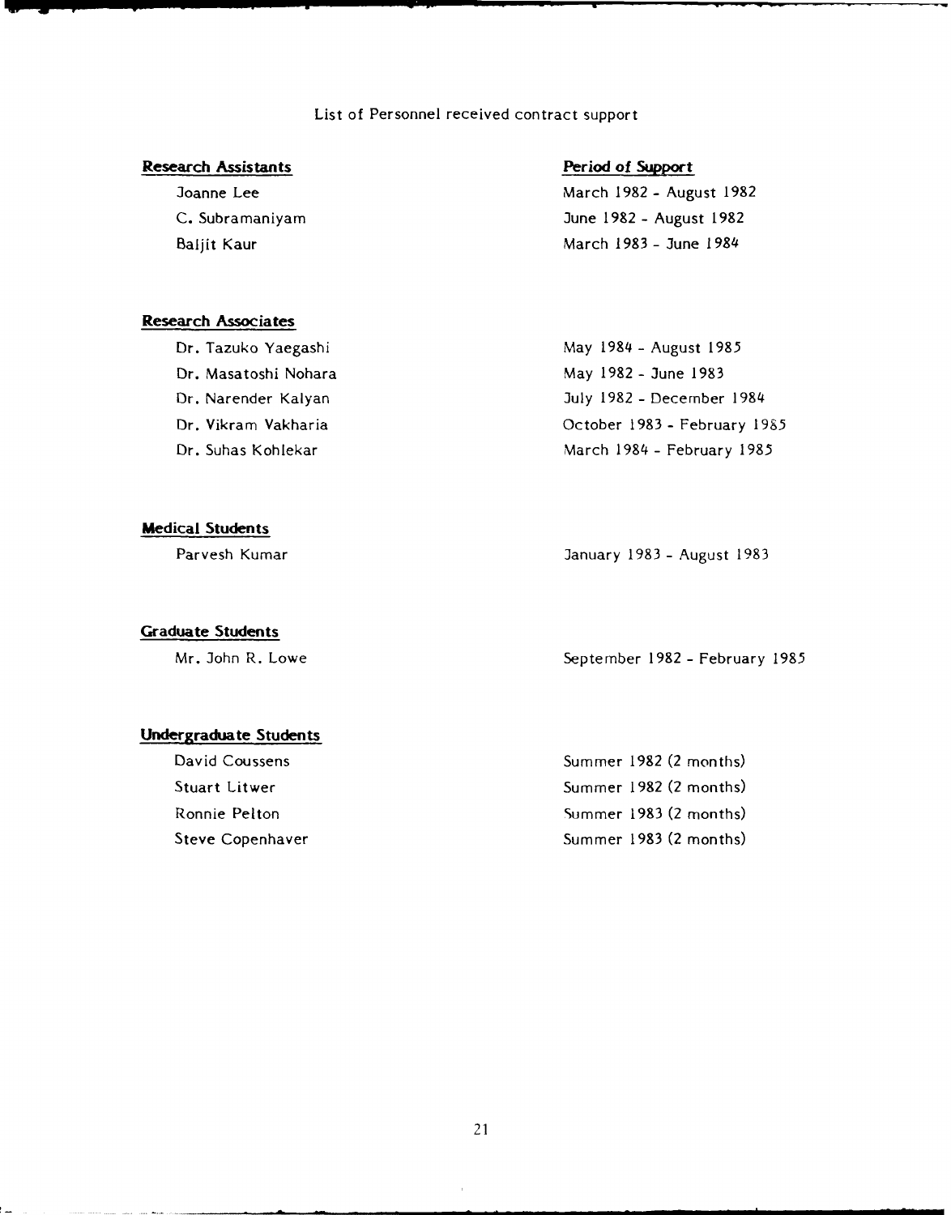List of Personnel received contract support

| **Research Assistants** | **Period of Support** |
|---|---|
| Joanne Lee | March 1982 - August 1982 |
| C. Subramaniyam | June 1982 - August 1982 |
| Baljit Kaur | March 1983 - June 1984 |
| **Research Associates** | |
| Dr. Tazuko Yaegashi | May 1984 - August 1985 |
| Dr. Masatoshi Nohara | May 1982 - June 1983 |
| Dr. Narender Kalyan | July 1982 - December 1984 |
| Dr. Vikram Vakharia | October 1983 - February 1985 |
| Dr. Suhas Kohlekar | March 1984 - February 1985 |
| **Medical Students** | |
| Parvesh Kumar | January 1983 - August 1983 |
| **Graduate Students** | |
| Mr. John R. Lowe | September 1982 - February 1985 |
| **Undergraduate Students** | |
| David Coussens | Summer 1982 (2 months) |
| Stuart Litwer | Summer 1982 (2 months) |
| Ronnie Pelton | Summer 1983 (2 months) |
| Steve Copenhaver | Summer 1983 (2 months) |